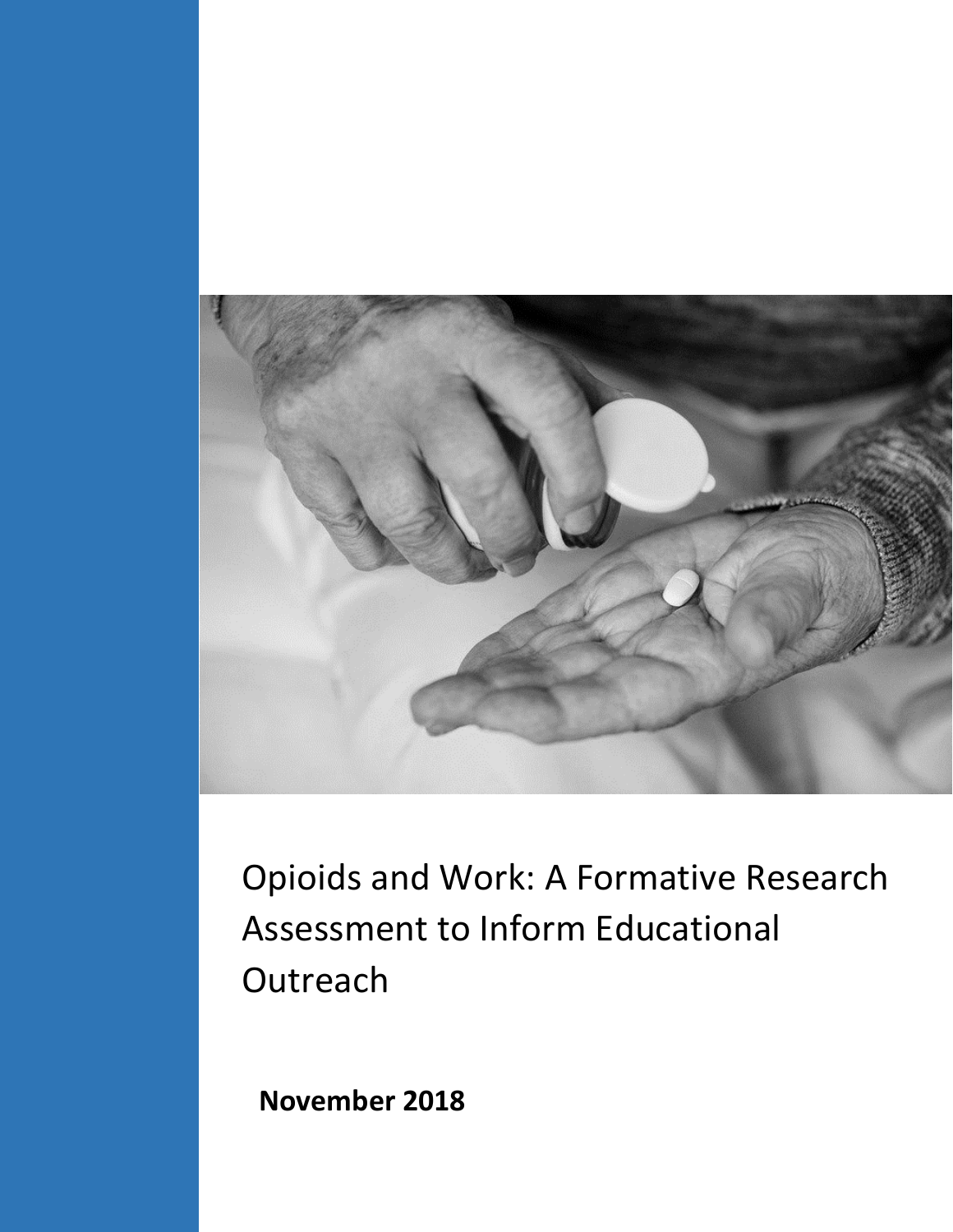# Opioids and Work: A Formative Research Assessment to Inform Educational Outreach

**November 2018**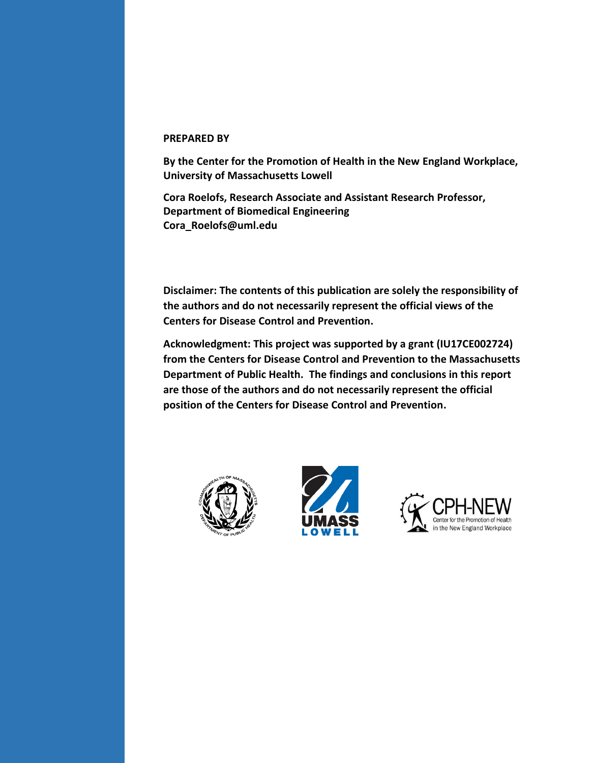**PREPARED BY**

**By the Center for the Promotion of Health in the New England Workplace, University of Massachusetts Lowell**

**Cora Roelofs, Research Associate and Assistant Research Professor, Department of Biomedical Engineering**
**Cora_Roelofs@uml.edu**

**Disclaimer: The contents of this publication are solely the responsibility of the authors and do not necessarily represent the official views of the Centers for Disease Control and Prevention.**

**Acknowledgment: This project was supported by a grant (IU17CE002724) from the Centers for Disease Control and Prevention to the Massachusetts Department of Public Health. The findings and conclusions in this report are those of the authors and do not necessarily represent the official position of the Centers for Disease Control and Prevention.**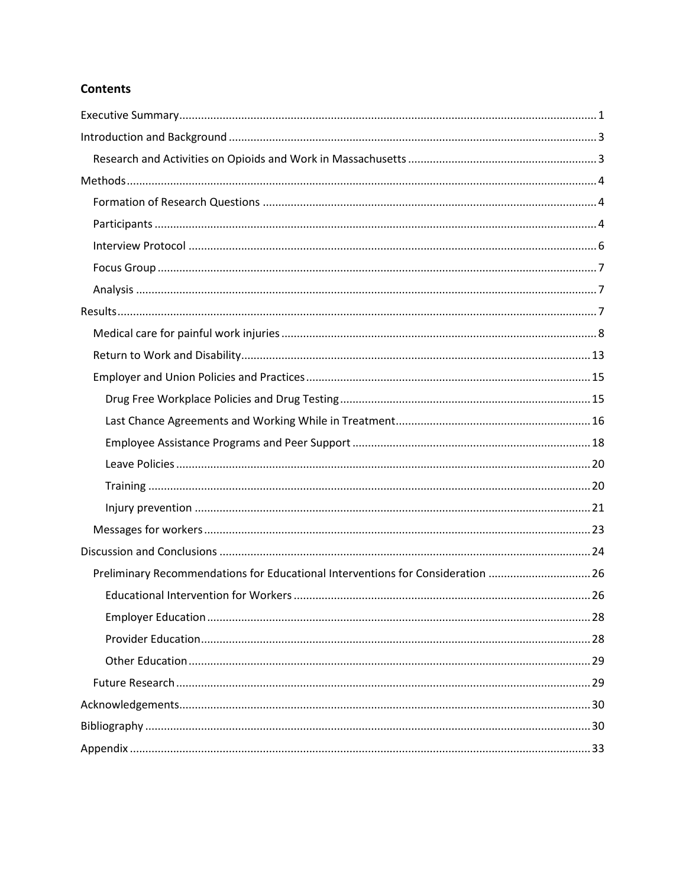## Contents

- Executive Summary ..... 1
- Introduction and Background ..... 3
  - Research and Activities on Opioids and Work in Massachusetts ..... 3
- Methods ..... 4
  - Formation of Research Questions ..... 4
  - Participants ..... 4
  - Interview Protocol ..... 6
  - Focus Group ..... 7
  - Analysis ..... 7
- Results ..... 7
  - Medical care for painful work injuries ..... 8
  - Return to Work and Disability ..... 13
  - Employer and Union Policies and Practices ..... 15
    - Drug Free Workplace Policies and Drug Testing ..... 15
    - Last Chance Agreements and Working While in Treatment ..... 16
    - Employee Assistance Programs and Peer Support ..... 18
    - Leave Policies ..... 20
    - Training ..... 20
    - Injury prevention ..... 21
  - Messages for workers ..... 23
- Discussion and Conclusions ..... 24
  - Preliminary Recommendations for Educational Interventions for Consideration ..... 26
    - Educational Intervention for Workers ..... 26
    - Employer Education ..... 28
    - Provider Education ..... 28
    - Other Education ..... 29
  - Future Research ..... 29
- Acknowledgements ..... 30
- Bibliography ..... 30
- Appendix ..... 33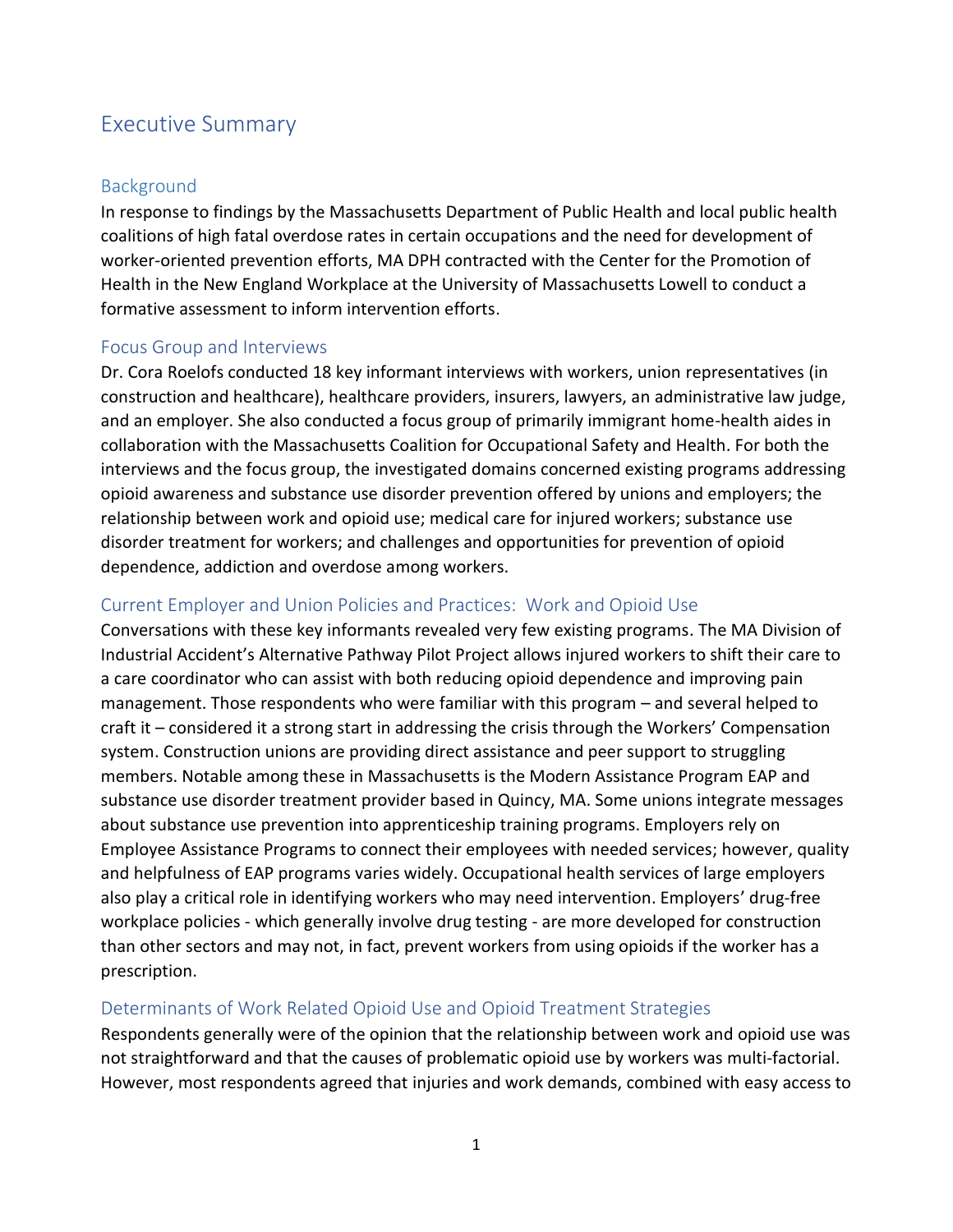# Executive Summary

## Background

In response to findings by the Massachusetts Department of Public Health and local public health coalitions of high fatal overdose rates in certain occupations and the need for development of worker-oriented prevention efforts, MA DPH contracted with the Center for the Promotion of Health in the New England Workplace at the University of Massachusetts Lowell to conduct a formative assessment to inform intervention efforts.

## Focus Group and Interviews

Dr. Cora Roelofs conducted 18 key informant interviews with workers, union representatives (in construction and healthcare), healthcare providers, insurers, lawyers, an administrative law judge, and an employer. She also conducted a focus group of primarily immigrant home-health aides in collaboration with the Massachusetts Coalition for Occupational Safety and Health. For both the interviews and the focus group, the investigated domains concerned existing programs addressing opioid awareness and substance use disorder prevention offered by unions and employers; the relationship between work and opioid use; medical care for injured workers; substance use disorder treatment for workers; and challenges and opportunities for prevention of opioid dependence, addiction and overdose among workers.

## Current Employer and Union Policies and Practices: Work and Opioid Use

Conversations with these key informants revealed very few existing programs. The MA Division of Industrial Accident's Alternative Pathway Pilot Project allows injured workers to shift their care to a care coordinator who can assist with both reducing opioid dependence and improving pain management. Those respondents who were familiar with this program – and several helped to craft it – considered it a strong start in addressing the crisis through the Workers' Compensation system. Construction unions are providing direct assistance and peer support to struggling members. Notable among these in Massachusetts is the Modern Assistance Program EAP and substance use disorder treatment provider based in Quincy, MA. Some unions integrate messages about substance use prevention into apprenticeship training programs. Employers rely on Employee Assistance Programs to connect their employees with needed services; however, quality and helpfulness of EAP programs varies widely. Occupational health services of large employers also play a critical role in identifying workers who may need intervention. Employers' drug-free workplace policies - which generally involve drug testing - are more developed for construction than other sectors and may not, in fact, prevent workers from using opioids if the worker has a prescription.

## Determinants of Work Related Opioid Use and Opioid Treatment Strategies

Respondents generally were of the opinion that the relationship between work and opioid use was not straightforward and that the causes of problematic opioid use by workers was multi-factorial. However, most respondents agreed that injuries and work demands, combined with easy access to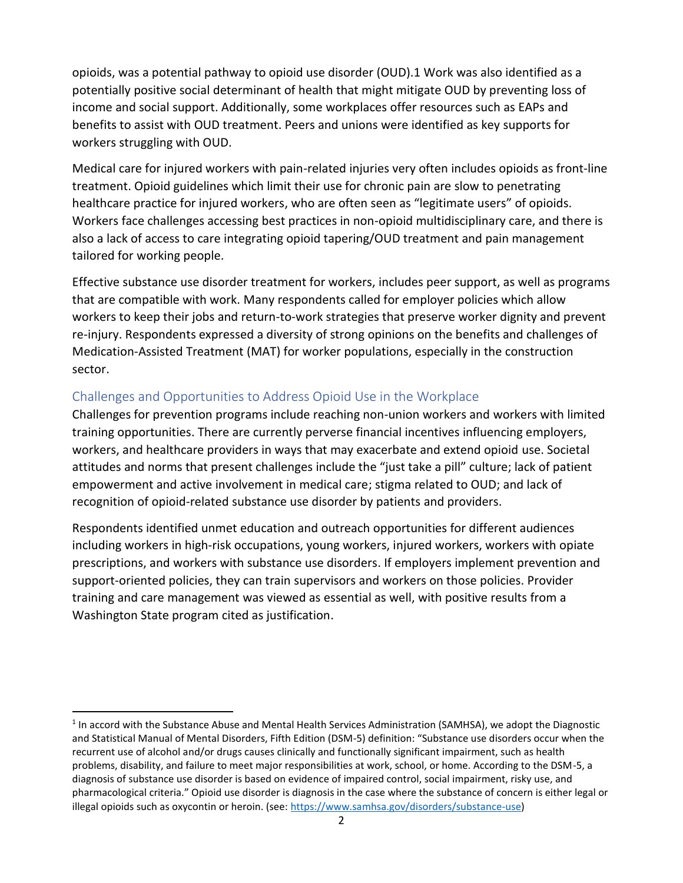opioids, was a potential pathway to opioid use disorder (OUD).1 Work was also identified as a potentially positive social determinant of health that might mitigate OUD by preventing loss of income and social support. Additionally, some workplaces offer resources such as EAPs and benefits to assist with OUD treatment. Peers and unions were identified as key supports for workers struggling with OUD.

Medical care for injured workers with pain-related injuries very often includes opioids as front-line treatment. Opioid guidelines which limit their use for chronic pain are slow to penetrating healthcare practice for injured workers, who are often seen as "legitimate users" of opioids. Workers face challenges accessing best practices in non-opioid multidisciplinary care, and there is also a lack of access to care integrating opioid tapering/OUD treatment and pain management tailored for working people.

Effective substance use disorder treatment for workers, includes peer support, as well as programs that are compatible with work. Many respondents called for employer policies which allow workers to keep their jobs and return-to-work strategies that preserve worker dignity and prevent re-injury. Respondents expressed a diversity of strong opinions on the benefits and challenges of Medication-Assisted Treatment (MAT) for worker populations, especially in the construction sector.

## Challenges and Opportunities to Address Opioid Use in the Workplace

Challenges for prevention programs include reaching non-union workers and workers with limited training opportunities. There are currently perverse financial incentives influencing employers, workers, and healthcare providers in ways that may exacerbate and extend opioid use. Societal attitudes and norms that present challenges include the "just take a pill" culture; lack of patient empowerment and active involvement in medical care; stigma related to OUD; and lack of recognition of opioid-related substance use disorder by patients and providers.

Respondents identified unmet education and outreach opportunities for different audiences including workers in high-risk occupations, young workers, injured workers, workers with opiate prescriptions, and workers with substance use disorders. If employers implement prevention and support-oriented policies, they can train supervisors and workers on those policies. Provider training and care management was viewed as essential as well, with positive results from a Washington State program cited as justification.

---

[1] In accord with the Substance Abuse and Mental Health Services Administration (SAMHSA), we adopt the Diagnostic and Statistical Manual of Mental Disorders, Fifth Edition (DSM-5) definition: "Substance use disorders occur when the recurrent use of alcohol and/or drugs causes clinically and functionally significant impairment, such as health problems, disability, and failure to meet major responsibilities at work, school, or home. According to the DSM-5, a diagnosis of substance use disorder is based on evidence of impaired control, social impairment, risky use, and pharmacological criteria." Opioid use disorder is diagnosis in the case where the substance of concern is either legal or illegal opioids such as oxycontin or heroin. (see: https://www.samhsa.gov/disorders/substance-use)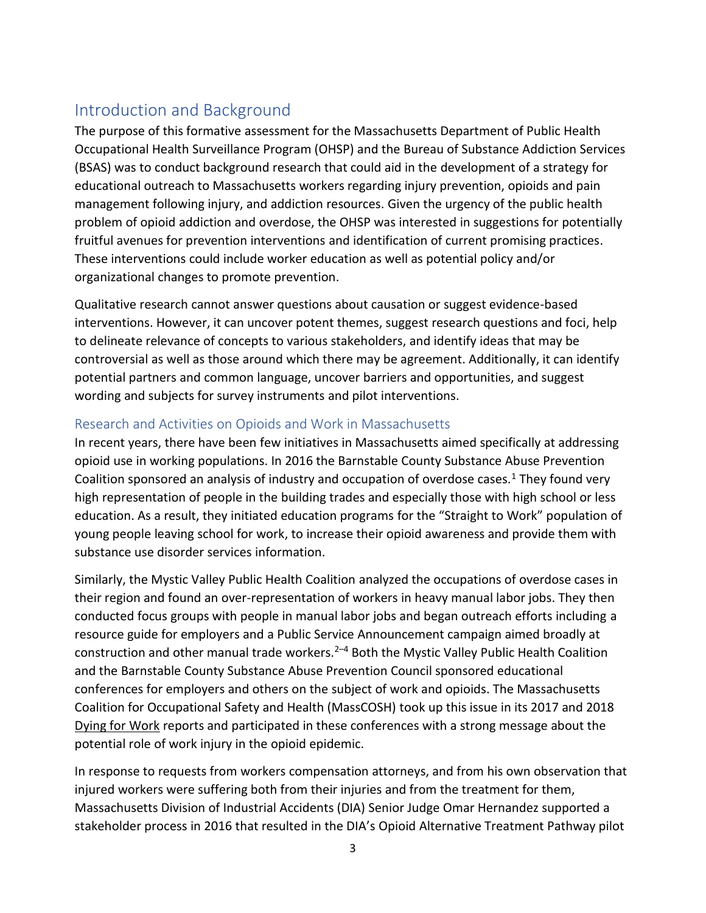## Introduction and Background

The purpose of this formative assessment for the Massachusetts Department of Public Health Occupational Health Surveillance Program (OHSP) and the Bureau of Substance Addiction Services (BSAS) was to conduct background research that could aid in the development of a strategy for educational outreach to Massachusetts workers regarding injury prevention, opioids and pain management following injury, and addiction resources. Given the urgency of the public health problem of opioid addiction and overdose, the OHSP was interested in suggestions for potentially fruitful avenues for prevention interventions and identification of current promising practices. These interventions could include worker education as well as potential policy and/or organizational changes to promote prevention.

Qualitative research cannot answer questions about causation or suggest evidence-based interventions. However, it can uncover potent themes, suggest research questions and foci, help to delineate relevance of concepts to various stakeholders, and identify ideas that may be controversial as well as those around which there may be agreement. Additionally, it can identify potential partners and common language, uncover barriers and opportunities, and suggest wording and subjects for survey instruments and pilot interventions.

### Research and Activities on Opioids and Work in Massachusetts

In recent years, there have been few initiatives in Massachusetts aimed specifically at addressing opioid use in working populations. In 2016 the Barnstable County Substance Abuse Prevention Coalition sponsored an analysis of industry and occupation of overdose cases.[1] They found very high representation of people in the building trades and especially those with high school or less education. As a result, they initiated education programs for the "Straight to Work" population of young people leaving school for work, to increase their opioid awareness and provide them with substance use disorder services information.

Similarly, the Mystic Valley Public Health Coalition analyzed the occupations of overdose cases in their region and found an over-representation of workers in heavy manual labor jobs. They then conducted focus groups with people in manual labor jobs and began outreach efforts including a resource guide for employers and a Public Service Announcement campaign aimed broadly at construction and other manual trade workers.[2–4] Both the Mystic Valley Public Health Coalition and the Barnstable County Substance Abuse Prevention Council sponsored educational conferences for employers and others on the subject of work and opioids. The Massachusetts Coalition for Occupational Safety and Health (MassCOSH) took up this issue in its 2017 and 2018 Dying for Work reports and participated in these conferences with a strong message about the potential role of work injury in the opioid epidemic.

In response to requests from workers compensation attorneys, and from his own observation that injured workers were suffering both from their injuries and from the treatment for them, Massachusetts Division of Industrial Accidents (DIA) Senior Judge Omar Hernandez supported a stakeholder process in 2016 that resulted in the DIA's Opioid Alternative Treatment Pathway pilot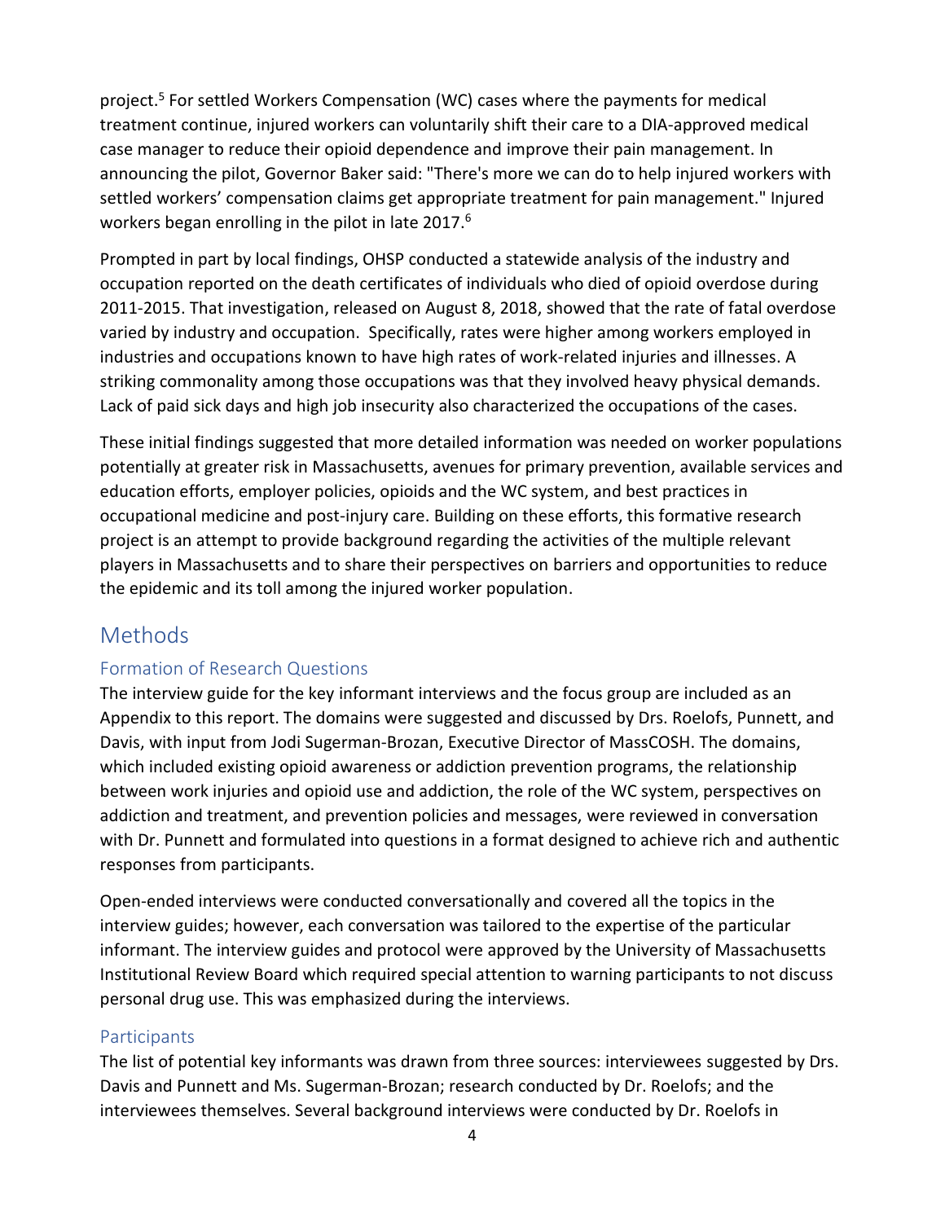project.[5] For settled Workers Compensation (WC) cases where the payments for medical treatment continue, injured workers can voluntarily shift their care to a DIA-approved medical case manager to reduce their opioid dependence and improve their pain management. In announcing the pilot, Governor Baker said: "There's more we can do to help injured workers with settled workers' compensation claims get appropriate treatment for pain management." Injured workers began enrolling in the pilot in late 2017.[6]

Prompted in part by local findings, OHSP conducted a statewide analysis of the industry and occupation reported on the death certificates of individuals who died of opioid overdose during 2011-2015. That investigation, released on August 8, 2018, showed that the rate of fatal overdose varied by industry and occupation. Specifically, rates were higher among workers employed in industries and occupations known to have high rates of work-related injuries and illnesses. A striking commonality among those occupations was that they involved heavy physical demands. Lack of paid sick days and high job insecurity also characterized the occupations of the cases.

These initial findings suggested that more detailed information was needed on worker populations potentially at greater risk in Massachusetts, avenues for primary prevention, available services and education efforts, employer policies, opioids and the WC system, and best practices in occupational medicine and post-injury care. Building on these efforts, this formative research project is an attempt to provide background regarding the activities of the multiple relevant players in Massachusetts and to share their perspectives on barriers and opportunities to reduce the epidemic and its toll among the injured worker population.

# Methods

## Formation of Research Questions

The interview guide for the key informant interviews and the focus group are included as an Appendix to this report. The domains were suggested and discussed by Drs. Roelofs, Punnett, and Davis, with input from Jodi Sugerman-Brozan, Executive Director of MassCOSH. The domains, which included existing opioid awareness or addiction prevention programs, the relationship between work injuries and opioid use and addiction, the role of the WC system, perspectives on addiction and treatment, and prevention policies and messages, were reviewed in conversation with Dr. Punnett and formulated into questions in a format designed to achieve rich and authentic responses from participants.

Open-ended interviews were conducted conversationally and covered all the topics in the interview guides; however, each conversation was tailored to the expertise of the particular informant. The interview guides and protocol were approved by the University of Massachusetts Institutional Review Board which required special attention to warning participants to not discuss personal drug use. This was emphasized during the interviews.

## Participants

The list of potential key informants was drawn from three sources: interviewees suggested by Drs. Davis and Punnett and Ms. Sugerman-Brozan; research conducted by Dr. Roelofs; and the interviewees themselves. Several background interviews were conducted by Dr. Roelofs in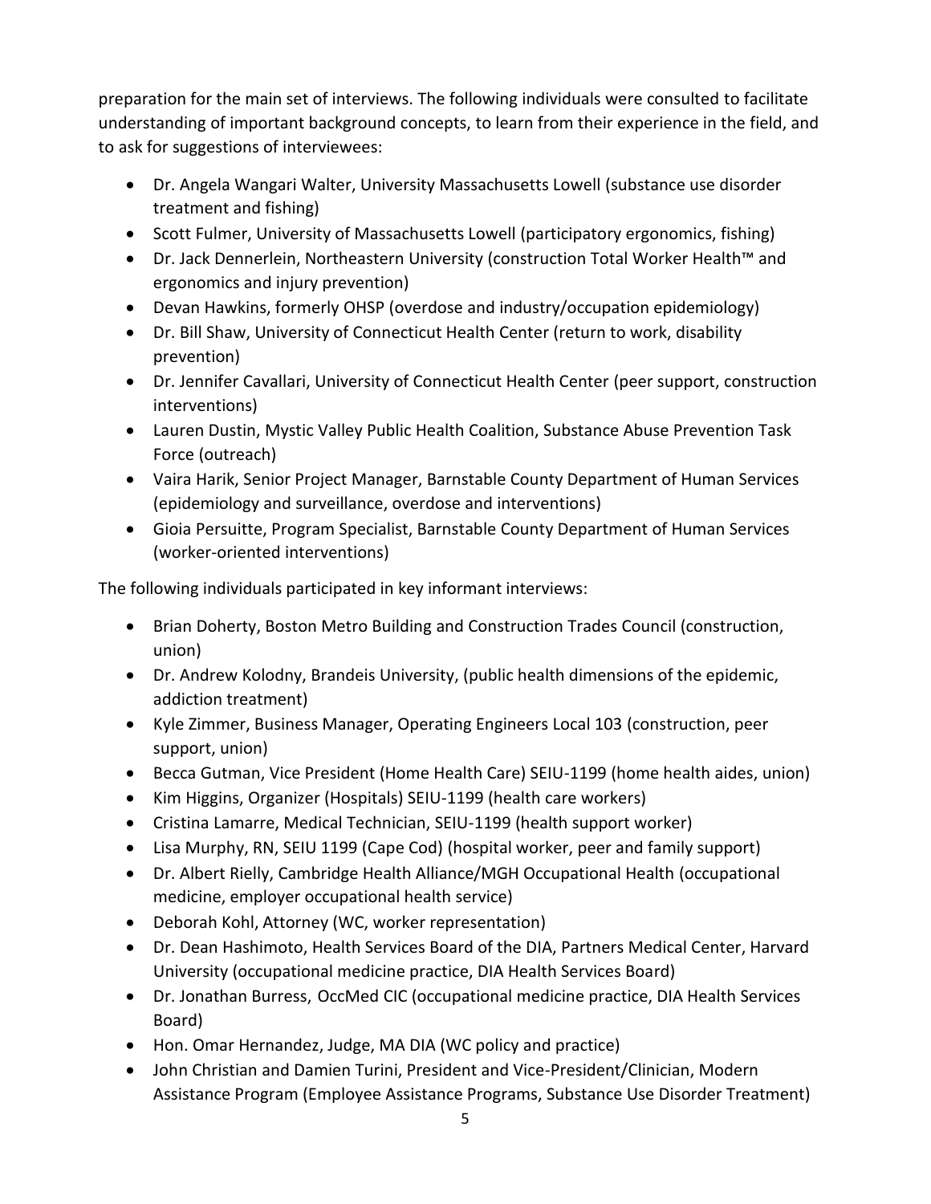preparation for the main set of interviews. The following individuals were consulted to facilitate understanding of important background concepts, to learn from their experience in the field, and to ask for suggestions of interviewees:

- Dr. Angela Wangari Walter, University Massachusetts Lowell (substance use disorder treatment and fishing)
- Scott Fulmer, University of Massachusetts Lowell (participatory ergonomics, fishing)
- Dr. Jack Dennerlein, Northeastern University (construction Total Worker Health™ and ergonomics and injury prevention)
- Devan Hawkins, formerly OHSP (overdose and industry/occupation epidemiology)
- Dr. Bill Shaw, University of Connecticut Health Center (return to work, disability prevention)
- Dr. Jennifer Cavallari, University of Connecticut Health Center (peer support, construction interventions)
- Lauren Dustin, Mystic Valley Public Health Coalition, Substance Abuse Prevention Task Force (outreach)
- Vaira Harik, Senior Project Manager, Barnstable County Department of Human Services (epidemiology and surveillance, overdose and interventions)
- Gioia Persuitte, Program Specialist, Barnstable County Department of Human Services (worker-oriented interventions)

The following individuals participated in key informant interviews:

- Brian Doherty, Boston Metro Building and Construction Trades Council (construction, union)
- Dr. Andrew Kolodny, Brandeis University, (public health dimensions of the epidemic, addiction treatment)
- Kyle Zimmer, Business Manager, Operating Engineers Local 103 (construction, peer support, union)
- Becca Gutman, Vice President (Home Health Care) SEIU-1199 (home health aides, union)
- Kim Higgins, Organizer (Hospitals) SEIU-1199 (health care workers)
- Cristina Lamarre, Medical Technician, SEIU-1199 (health support worker)
- Lisa Murphy, RN, SEIU 1199 (Cape Cod) (hospital worker, peer and family support)
- Dr. Albert Rielly, Cambridge Health Alliance/MGH Occupational Health (occupational medicine, employer occupational health service)
- Deborah Kohl, Attorney (WC, worker representation)
- Dr. Dean Hashimoto, Health Services Board of the DIA, Partners Medical Center, Harvard University (occupational medicine practice, DIA Health Services Board)
- Dr. Jonathan Burress, OccMed CIC (occupational medicine practice, DIA Health Services Board)
- Hon. Omar Hernandez, Judge, MA DIA (WC policy and practice)
- John Christian and Damien Turini, President and Vice-President/Clinician, Modern Assistance Program (Employee Assistance Programs, Substance Use Disorder Treatment)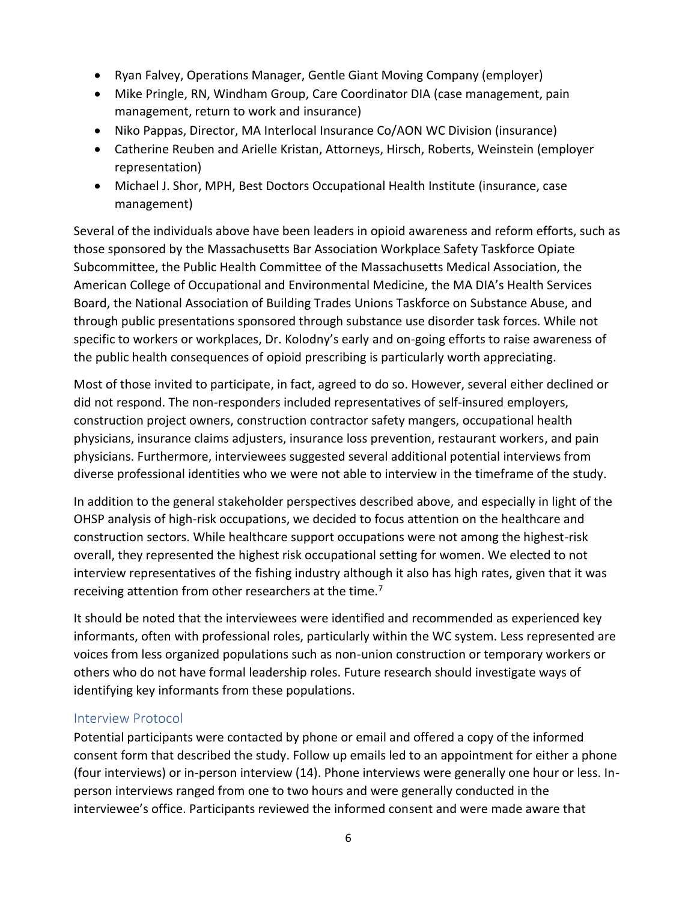- Ryan Falvey, Operations Manager, Gentle Giant Moving Company (employer)
- Mike Pringle, RN, Windham Group, Care Coordinator DIA (case management, pain management, return to work and insurance)
- Niko Pappas, Director, MA Interlocal Insurance Co/AON WC Division (insurance)
- Catherine Reuben and Arielle Kristan, Attorneys, Hirsch, Roberts, Weinstein (employer representation)
- Michael J. Shor, MPH, Best Doctors Occupational Health Institute (insurance, case management)

Several of the individuals above have been leaders in opioid awareness and reform efforts, such as those sponsored by the Massachusetts Bar Association Workplace Safety Taskforce Opiate Subcommittee, the Public Health Committee of the Massachusetts Medical Association, the American College of Occupational and Environmental Medicine, the MA DIA's Health Services Board, the National Association of Building Trades Unions Taskforce on Substance Abuse, and through public presentations sponsored through substance use disorder task forces. While not specific to workers or workplaces, Dr. Kolodny's early and on-going efforts to raise awareness of the public health consequences of opioid prescribing is particularly worth appreciating.

Most of those invited to participate, in fact, agreed to do so. However, several either declined or did not respond. The non-responders included representatives of self-insured employers, construction project owners, construction contractor safety mangers, occupational health physicians, insurance claims adjusters, insurance loss prevention, restaurant workers, and pain physicians. Furthermore, interviewees suggested several additional potential interviews from diverse professional identities who we were not able to interview in the timeframe of the study.

In addition to the general stakeholder perspectives described above, and especially in light of the OHSP analysis of high-risk occupations, we decided to focus attention on the healthcare and construction sectors. While healthcare support occupations were not among the highest-risk overall, they represented the highest risk occupational setting for women. We elected to not interview representatives of the fishing industry although it also has high rates, given that it was receiving attention from other researchers at the time.[7]

It should be noted that the interviewees were identified and recommended as experienced key informants, often with professional roles, particularly within the WC system. Less represented are voices from less organized populations such as non-union construction or temporary workers or others who do not have formal leadership roles. Future research should investigate ways of identifying key informants from these populations.

## Interview Protocol

Potential participants were contacted by phone or email and offered a copy of the informed consent form that described the study. Follow up emails led to an appointment for either a phone (four interviews) or in-person interview (14). Phone interviews were generally one hour or less. In-person interviews ranged from one to two hours and were generally conducted in the interviewee's office. Participants reviewed the informed consent and were made aware that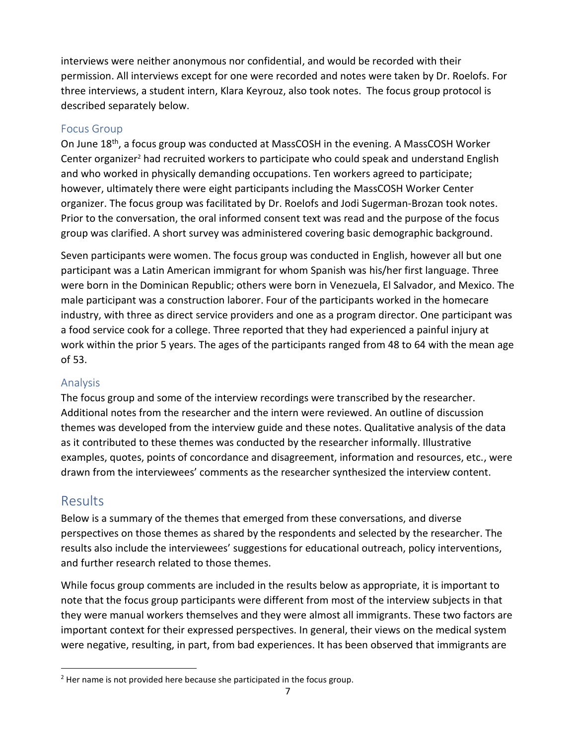interviews were neither anonymous nor confidential, and would be recorded with their permission. All interviews except for one were recorded and notes were taken by Dr. Roelofs. For three interviews, a student intern, Klara Keyrouz, also took notes. The focus group protocol is described separately below.

### Focus Group

On June 18th, a focus group was conducted at MassCOSH in the evening. A MassCOSH Worker Center organizer[2] had recruited workers to participate who could speak and understand English and who worked in physically demanding occupations. Ten workers agreed to participate; however, ultimately there were eight participants including the MassCOSH Worker Center organizer. The focus group was facilitated by Dr. Roelofs and Jodi Sugerman-Brozan took notes. Prior to the conversation, the oral informed consent text was read and the purpose of the focus group was clarified. A short survey was administered covering basic demographic background.

Seven participants were women. The focus group was conducted in English, however all but one participant was a Latin American immigrant for whom Spanish was his/her first language. Three were born in the Dominican Republic; others were born in Venezuela, El Salvador, and Mexico. The male participant was a construction laborer. Four of the participants worked in the homecare industry, with three as direct service providers and one as a program director. One participant was a food service cook for a college. Three reported that they had experienced a painful injury at work within the prior 5 years. The ages of the participants ranged from 48 to 64 with the mean age of 53.

### Analysis

The focus group and some of the interview recordings were transcribed by the researcher. Additional notes from the researcher and the intern were reviewed. An outline of discussion themes was developed from the interview guide and these notes. Qualitative analysis of the data as it contributed to these themes was conducted by the researcher informally. Illustrative examples, quotes, points of concordance and disagreement, information and resources, etc., were drawn from the interviewees' comments as the researcher synthesized the interview content.

## Results

Below is a summary of the themes that emerged from these conversations, and diverse perspectives on those themes as shared by the respondents and selected by the researcher. The results also include the interviewees' suggestions for educational outreach, policy interventions, and further research related to those themes.

While focus group comments are included in the results below as appropriate, it is important to note that the focus group participants were different from most of the interview subjects in that they were manual workers themselves and they were almost all immigrants. These two factors are important context for their expressed perspectives. In general, their views on the medical system were negative, resulting, in part, from bad experiences. It has been observed that immigrants are

[2] Her name is not provided here because she participated in the focus group.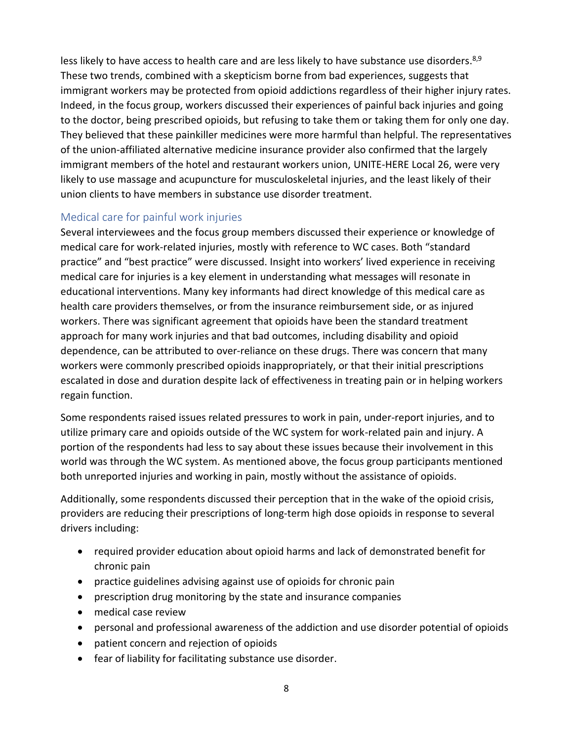less likely to have access to health care and are less likely to have substance use disorders.[8,9] These two trends, combined with a skepticism borne from bad experiences, suggests that immigrant workers may be protected from opioid addictions regardless of their higher injury rates. Indeed, in the focus group, workers discussed their experiences of painful back injuries and going to the doctor, being prescribed opioids, but refusing to take them or taking them for only one day. They believed that these painkiller medicines were more harmful than helpful. The representatives of the union-affiliated alternative medicine insurance provider also confirmed that the largely immigrant members of the hotel and restaurant workers union, UNITE-HERE Local 26, were very likely to use massage and acupuncture for musculoskeletal injuries, and the least likely of their union clients to have members in substance use disorder treatment.

## Medical care for painful work injuries

Several interviewees and the focus group members discussed their experience or knowledge of medical care for work-related injuries, mostly with reference to WC cases. Both "standard practice" and "best practice" were discussed. Insight into workers' lived experience in receiving medical care for injuries is a key element in understanding what messages will resonate in educational interventions. Many key informants had direct knowledge of this medical care as health care providers themselves, or from the insurance reimbursement side, or as injured workers. There was significant agreement that opioids have been the standard treatment approach for many work injuries and that bad outcomes, including disability and opioid dependence, can be attributed to over-reliance on these drugs. There was concern that many workers were commonly prescribed opioids inappropriately, or that their initial prescriptions escalated in dose and duration despite lack of effectiveness in treating pain or in helping workers regain function.

Some respondents raised issues related pressures to work in pain, under-report injuries, and to utilize primary care and opioids outside of the WC system for work-related pain and injury. A portion of the respondents had less to say about these issues because their involvement in this world was through the WC system. As mentioned above, the focus group participants mentioned both unreported injuries and working in pain, mostly without the assistance of opioids.

Additionally, some respondents discussed their perception that in the wake of the opioid crisis, providers are reducing their prescriptions of long-term high dose opioids in response to several drivers including:

- required provider education about opioid harms and lack of demonstrated benefit for chronic pain
- practice guidelines advising against use of opioids for chronic pain
- prescription drug monitoring by the state and insurance companies
- medical case review
- personal and professional awareness of the addiction and use disorder potential of opioids
- patient concern and rejection of opioids
- fear of liability for facilitating substance use disorder.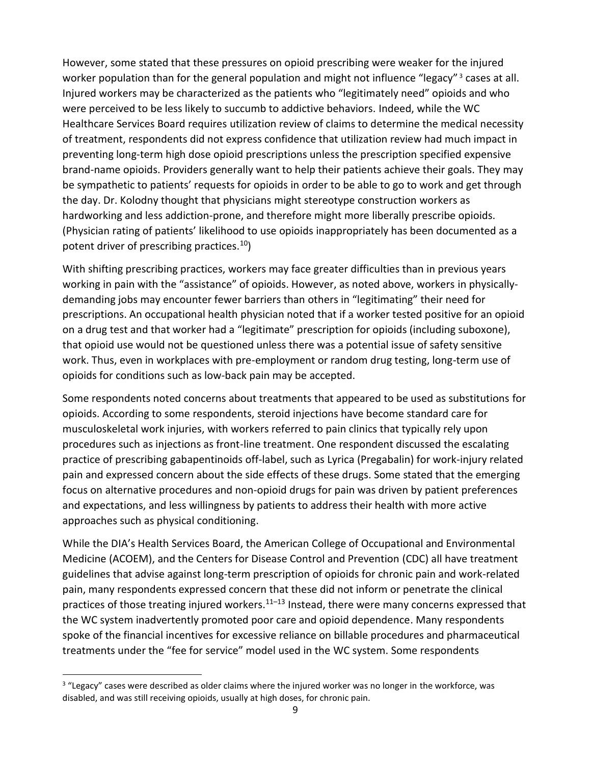However, some stated that these pressures on opioid prescribing were weaker for the injured worker population than for the general population and might not influence "legacy"[3] cases at all. Injured workers may be characterized as the patients who "legitimately need" opioids and who were perceived to be less likely to succumb to addictive behaviors. Indeed, while the WC Healthcare Services Board requires utilization review of claims to determine the medical necessity of treatment, respondents did not express confidence that utilization review had much impact in preventing long-term high dose opioid prescriptions unless the prescription specified expensive brand-name opioids. Providers generally want to help their patients achieve their goals. They may be sympathetic to patients' requests for opioids in order to be able to go to work and get through the day. Dr. Kolodny thought that physicians might stereotype construction workers as hardworking and less addiction-prone, and therefore might more liberally prescribe opioids. (Physician rating of patients' likelihood to use opioids inappropriately has been documented as a potent driver of prescribing practices.[10])

With shifting prescribing practices, workers may face greater difficulties than in previous years working in pain with the "assistance" of opioids. However, as noted above, workers in physically-demanding jobs may encounter fewer barriers than others in "legitimating" their need for prescriptions. An occupational health physician noted that if a worker tested positive for an opioid on a drug test and that worker had a "legitimate" prescription for opioids (including suboxone), that opioid use would not be questioned unless there was a potential issue of safety sensitive work. Thus, even in workplaces with pre-employment or random drug testing, long-term use of opioids for conditions such as low-back pain may be accepted.

Some respondents noted concerns about treatments that appeared to be used as substitutions for opioids. According to some respondents, steroid injections have become standard care for musculoskeletal work injuries, with workers referred to pain clinics that typically rely upon procedures such as injections as front-line treatment. One respondent discussed the escalating practice of prescribing gabapentinoids off-label, such as Lyrica (Pregabalin) for work-injury related pain and expressed concern about the side effects of these drugs. Some stated that the emerging focus on alternative procedures and non-opioid drugs for pain was driven by patient preferences and expectations, and less willingness by patients to address their health with more active approaches such as physical conditioning.

While the DIA's Health Services Board, the American College of Occupational and Environmental Medicine (ACOEM), and the Centers for Disease Control and Prevention (CDC) all have treatment guidelines that advise against long-term prescription of opioids for chronic pain and work-related pain, many respondents expressed concern that these did not inform or penetrate the clinical practices of those treating injured workers.[11–13] Instead, there were many concerns expressed that the WC system inadvertently promoted poor care and opioid dependence. Many respondents spoke of the financial incentives for excessive reliance on billable procedures and pharmaceutical treatments under the "fee for service" model used in the WC system. Some respondents

[3] "Legacy" cases were described as older claims where the injured worker was no longer in the workforce, was disabled, and was still receiving opioids, usually at high doses, for chronic pain.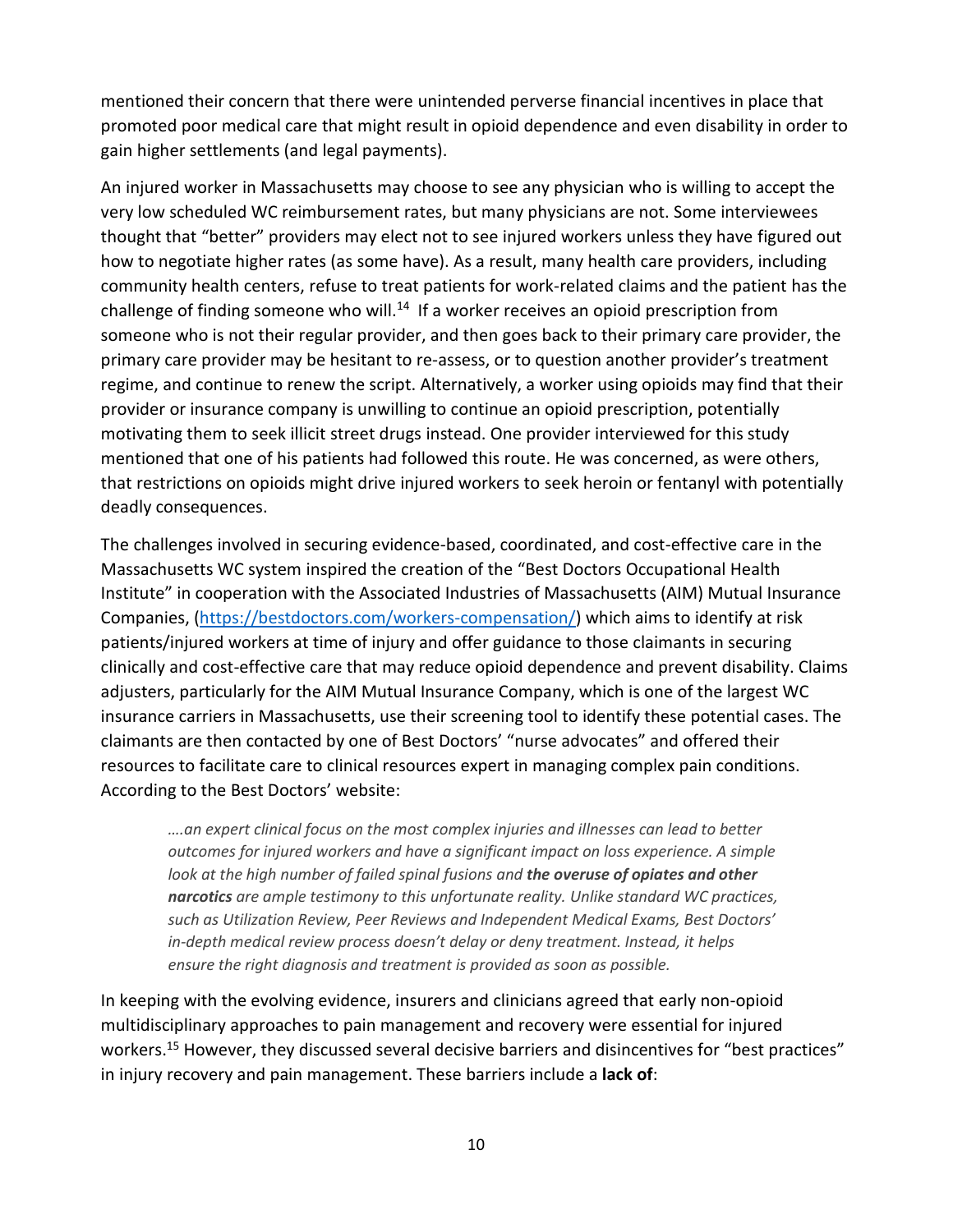mentioned their concern that there were unintended perverse financial incentives in place that promoted poor medical care that might result in opioid dependence and even disability in order to gain higher settlements (and legal payments).

An injured worker in Massachusetts may choose to see any physician who is willing to accept the very low scheduled WC reimbursement rates, but many physicians are not. Some interviewees thought that "better" providers may elect not to see injured workers unless they have figured out how to negotiate higher rates (as some have). As a result, many health care providers, including community health centers, refuse to treat patients for work-related claims and the patient has the challenge of finding someone who will.[14] If a worker receives an opioid prescription from someone who is not their regular provider, and then goes back to their primary care provider, the primary care provider may be hesitant to re-assess, or to question another provider's treatment regime, and continue to renew the script. Alternatively, a worker using opioids may find that their provider or insurance company is unwilling to continue an opioid prescription, potentially motivating them to seek illicit street drugs instead. One provider interviewed for this study mentioned that one of his patients had followed this route. He was concerned, as were others, that restrictions on opioids might drive injured workers to seek heroin or fentanyl with potentially deadly consequences.

The challenges involved in securing evidence-based, coordinated, and cost-effective care in the Massachusetts WC system inspired the creation of the "Best Doctors Occupational Health Institute" in cooperation with the Associated Industries of Massachusetts (AIM) Mutual Insurance Companies, (https://bestdoctors.com/workers-compensation/) which aims to identify at risk patients/injured workers at time of injury and offer guidance to those claimants in securing clinically and cost-effective care that may reduce opioid dependence and prevent disability. Claims adjusters, particularly for the AIM Mutual Insurance Company, which is one of the largest WC insurance carriers in Massachusetts, use their screening tool to identify these potential cases. The claimants are then contacted by one of Best Doctors' "nurse advocates" and offered their resources to facilitate care to clinical resources expert in managing complex pain conditions. According to the Best Doctors' website:

> *….an expert clinical focus on the most complex injuries and illnesses can lead to better outcomes for injured workers and have a significant impact on loss experience. A simple look at the high number of failed spinal fusions and **the overuse of opiates and other narcotics** are ample testimony to this unfortunate reality. Unlike standard WC practices, such as Utilization Review, Peer Reviews and Independent Medical Exams, Best Doctors' in-depth medical review process doesn't delay or deny treatment. Instead, it helps ensure the right diagnosis and treatment is provided as soon as possible.*

In keeping with the evolving evidence, insurers and clinicians agreed that early non-opioid multidisciplinary approaches to pain management and recovery were essential for injured workers.[15] However, they discussed several decisive barriers and disincentives for "best practices" in injury recovery and pain management. These barriers include a **lack of**: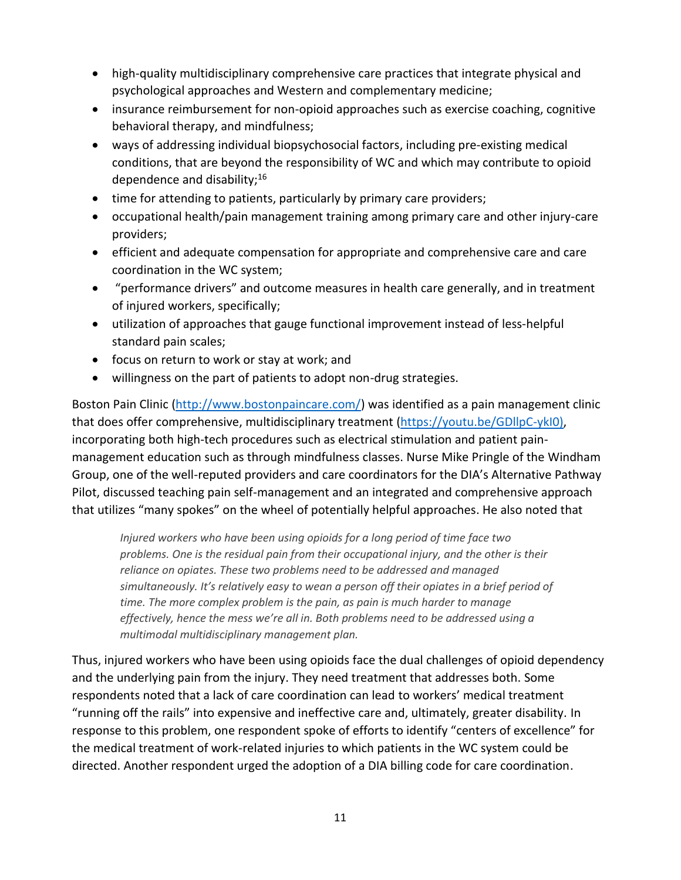- high-quality multidisciplinary comprehensive care practices that integrate physical and psychological approaches and Western and complementary medicine;
- insurance reimbursement for non-opioid approaches such as exercise coaching, cognitive behavioral therapy, and mindfulness;
- ways of addressing individual biopsychosocial factors, including pre-existing medical conditions, that are beyond the responsibility of WC and which may contribute to opioid dependence and disability;[16]
- time for attending to patients, particularly by primary care providers;
- occupational health/pain management training among primary care and other injury-care providers;
- efficient and adequate compensation for appropriate and comprehensive care and care coordination in the WC system;
- "performance drivers" and outcome measures in health care generally, and in treatment of injured workers, specifically;
- utilization of approaches that gauge functional improvement instead of less-helpful standard pain scales;
- focus on return to work or stay at work; and
- willingness on the part of patients to adopt non-drug strategies.

Boston Pain Clinic (http://www.bostonpaincare.com/) was identified as a pain management clinic that does offer comprehensive, multidisciplinary treatment (https://youtu.be/GDllpC-ykI0), incorporating both high-tech procedures such as electrical stimulation and patient pain-management education such as through mindfulness classes. Nurse Mike Pringle of the Windham Group, one of the well-reputed providers and care coordinators for the DIA's Alternative Pathway Pilot, discussed teaching pain self-management and an integrated and comprehensive approach that utilizes "many spokes" on the wheel of potentially helpful approaches. He also noted that

> *Injured workers who have been using opioids for a long period of time face two problems. One is the residual pain from their occupational injury, and the other is their reliance on opiates. These two problems need to be addressed and managed simultaneously. It's relatively easy to wean a person off their opiates in a brief period of time. The more complex problem is the pain, as pain is much harder to manage effectively, hence the mess we're all in. Both problems need to be addressed using a multimodal multidisciplinary management plan.*

Thus, injured workers who have been using opioids face the dual challenges of opioid dependency and the underlying pain from the injury. They need treatment that addresses both. Some respondents noted that a lack of care coordination can lead to workers' medical treatment "running off the rails" into expensive and ineffective care and, ultimately, greater disability. In response to this problem, one respondent spoke of efforts to identify "centers of excellence" for the medical treatment of work-related injuries to which patients in the WC system could be directed. Another respondent urged the adoption of a DIA billing code for care coordination.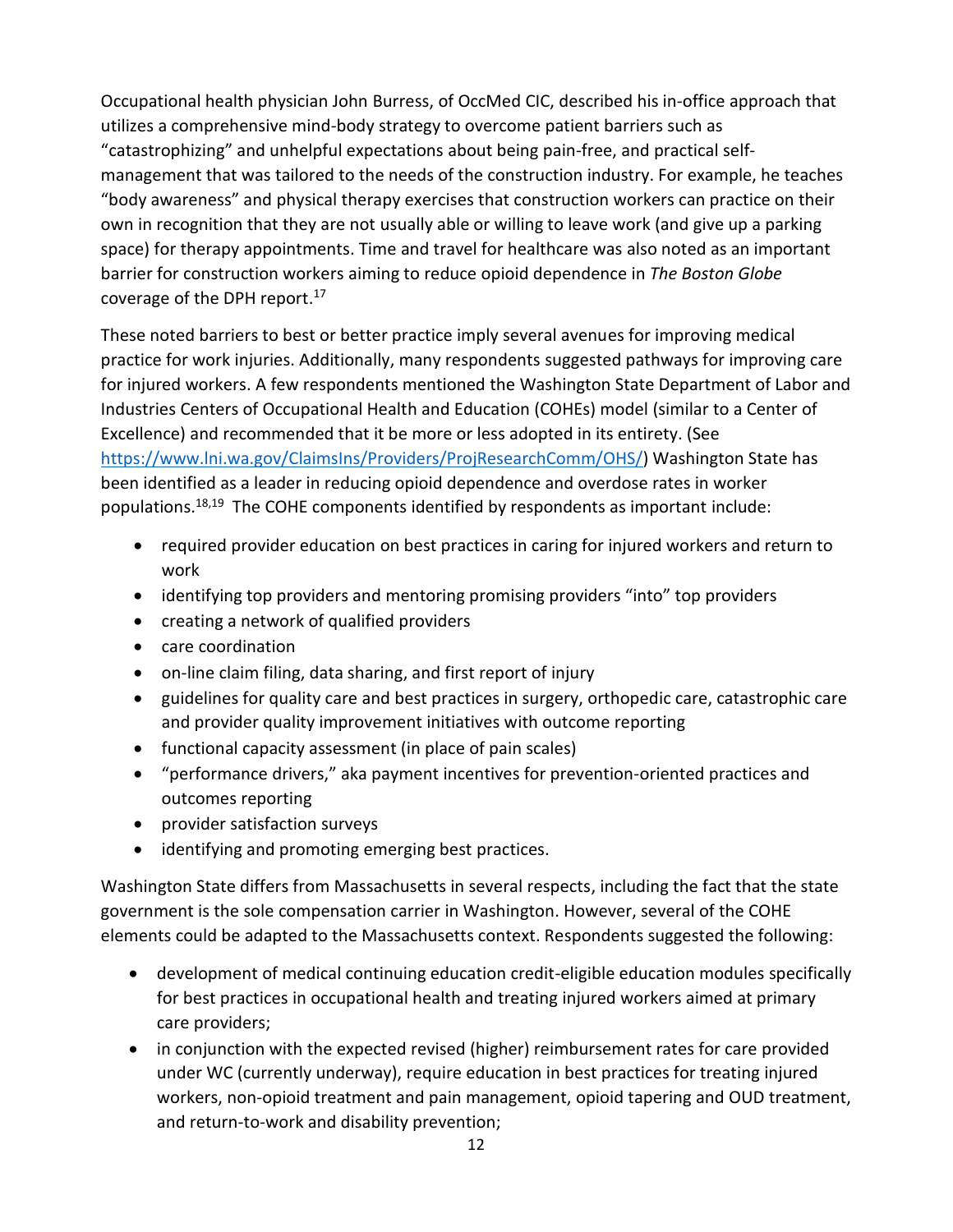Occupational health physician John Burress, of OccMed CIC, described his in-office approach that utilizes a comprehensive mind-body strategy to overcome patient barriers such as "catastrophizing" and unhelpful expectations about being pain-free, and practical self-management that was tailored to the needs of the construction industry. For example, he teaches "body awareness" and physical therapy exercises that construction workers can practice on their own in recognition that they are not usually able or willing to leave work (and give up a parking space) for therapy appointments. Time and travel for healthcare was also noted as an important barrier for construction workers aiming to reduce opioid dependence in *The Boston Globe* coverage of the DPH report.[17]

These noted barriers to best or better practice imply several avenues for improving medical practice for work injuries. Additionally, many respondents suggested pathways for improving care for injured workers. A few respondents mentioned the Washington State Department of Labor and Industries Centers of Occupational Health and Education (COHEs) model (similar to a Center of Excellence) and recommended that it be more or less adopted in its entirety. (See https://www.lni.wa.gov/ClaimsIns/Providers/ProjResearchComm/OHS/) Washington State has been identified as a leader in reducing opioid dependence and overdose rates in worker populations.[18,19] The COHE components identified by respondents as important include:

- required provider education on best practices in caring for injured workers and return to work
- identifying top providers and mentoring promising providers "into" top providers
- creating a network of qualified providers
- care coordination
- on-line claim filing, data sharing, and first report of injury
- guidelines for quality care and best practices in surgery, orthopedic care, catastrophic care and provider quality improvement initiatives with outcome reporting
- functional capacity assessment (in place of pain scales)
- "performance drivers," aka payment incentives for prevention-oriented practices and outcomes reporting
- provider satisfaction surveys
- identifying and promoting emerging best practices.

Washington State differs from Massachusetts in several respects, including the fact that the state government is the sole compensation carrier in Washington. However, several of the COHE elements could be adapted to the Massachusetts context. Respondents suggested the following:

- development of medical continuing education credit-eligible education modules specifically for best practices in occupational health and treating injured workers aimed at primary care providers;
- in conjunction with the expected revised (higher) reimbursement rates for care provided under WC (currently underway), require education in best practices for treating injured workers, non-opioid treatment and pain management, opioid tapering and OUD treatment, and return-to-work and disability prevention;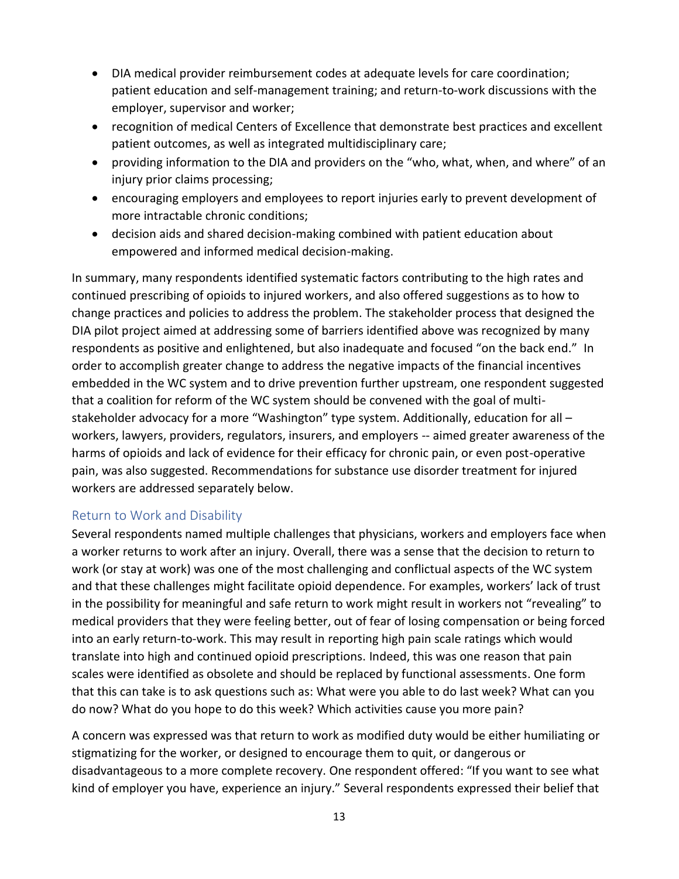- DIA medical provider reimbursement codes at adequate levels for care coordination; patient education and self-management training; and return-to-work discussions with the employer, supervisor and worker;
- recognition of medical Centers of Excellence that demonstrate best practices and excellent patient outcomes, as well as integrated multidisciplinary care;
- providing information to the DIA and providers on the "who, what, when, and where" of an injury prior claims processing;
- encouraging employers and employees to report injuries early to prevent development of more intractable chronic conditions;
- decision aids and shared decision-making combined with patient education about empowered and informed medical decision-making.

In summary, many respondents identified systematic factors contributing to the high rates and continued prescribing of opioids to injured workers, and also offered suggestions as to how to change practices and policies to address the problem. The stakeholder process that designed the DIA pilot project aimed at addressing some of barriers identified above was recognized by many respondents as positive and enlightened, but also inadequate and focused "on the back end." In order to accomplish greater change to address the negative impacts of the financial incentives embedded in the WC system and to drive prevention further upstream, one respondent suggested that a coalition for reform of the WC system should be convened with the goal of multi-stakeholder advocacy for a more "Washington" type system. Additionally, education for all – workers, lawyers, providers, regulators, insurers, and employers -- aimed greater awareness of the harms of opioids and lack of evidence for their efficacy for chronic pain, or even post-operative pain, was also suggested. Recommendations for substance use disorder treatment for injured workers are addressed separately below.

## Return to Work and Disability

Several respondents named multiple challenges that physicians, workers and employers face when a worker returns to work after an injury. Overall, there was a sense that the decision to return to work (or stay at work) was one of the most challenging and conflictual aspects of the WC system and that these challenges might facilitate opioid dependence. For examples, workers' lack of trust in the possibility for meaningful and safe return to work might result in workers not "revealing" to medical providers that they were feeling better, out of fear of losing compensation or being forced into an early return-to-work. This may result in reporting high pain scale ratings which would translate into high and continued opioid prescriptions. Indeed, this was one reason that pain scales were identified as obsolete and should be replaced by functional assessments. One form that this can take is to ask questions such as: What were you able to do last week? What can you do now? What do you hope to do this week? Which activities cause you more pain?

A concern was expressed was that return to work as modified duty would be either humiliating or stigmatizing for the worker, or designed to encourage them to quit, or dangerous or disadvantageous to a more complete recovery. One respondent offered: "If you want to see what kind of employer you have, experience an injury." Several respondents expressed their belief that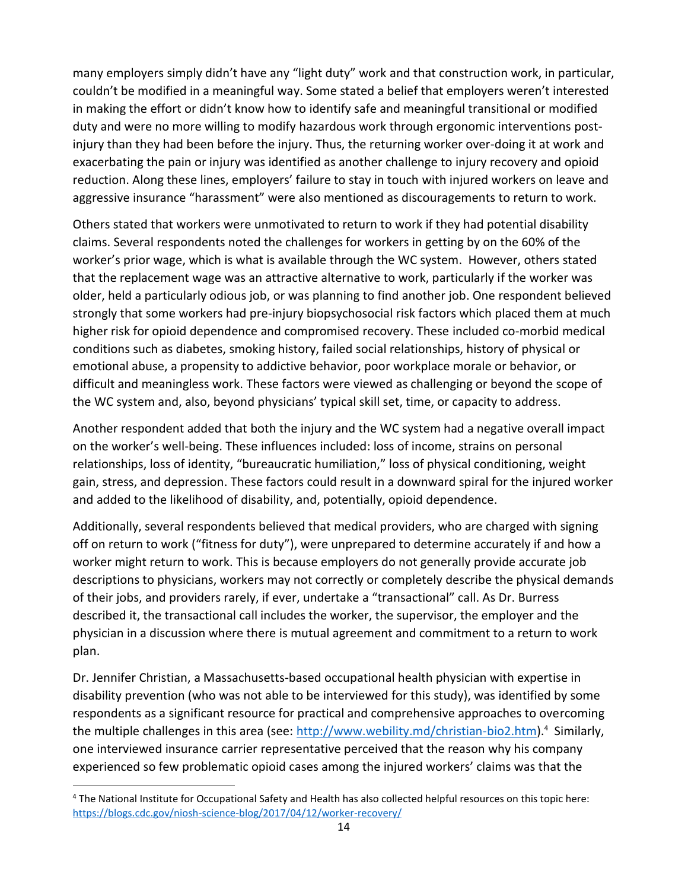many employers simply didn't have any "light duty" work and that construction work, in particular, couldn't be modified in a meaningful way. Some stated a belief that employers weren't interested in making the effort or didn't know how to identify safe and meaningful transitional or modified duty and were no more willing to modify hazardous work through ergonomic interventions post-injury than they had been before the injury. Thus, the returning worker over-doing it at work and exacerbating the pain or injury was identified as another challenge to injury recovery and opioid reduction. Along these lines, employers' failure to stay in touch with injured workers on leave and aggressive insurance "harassment" were also mentioned as discouragements to return to work.

Others stated that workers were unmotivated to return to work if they had potential disability claims. Several respondents noted the challenges for workers in getting by on the 60% of the worker's prior wage, which is what is available through the WC system. However, others stated that the replacement wage was an attractive alternative to work, particularly if the worker was older, held a particularly odious job, or was planning to find another job. One respondent believed strongly that some workers had pre-injury biopsychosocial risk factors which placed them at much higher risk for opioid dependence and compromised recovery. These included co-morbid medical conditions such as diabetes, smoking history, failed social relationships, history of physical or emotional abuse, a propensity to addictive behavior, poor workplace morale or behavior, or difficult and meaningless work. These factors were viewed as challenging or beyond the scope of the WC system and, also, beyond physicians' typical skill set, time, or capacity to address.

Another respondent added that both the injury and the WC system had a negative overall impact on the worker's well-being. These influences included: loss of income, strains on personal relationships, loss of identity, "bureaucratic humiliation," loss of physical conditioning, weight gain, stress, and depression. These factors could result in a downward spiral for the injured worker and added to the likelihood of disability, and, potentially, opioid dependence.

Additionally, several respondents believed that medical providers, who are charged with signing off on return to work ("fitness for duty"), were unprepared to determine accurately if and how a worker might return to work. This is because employers do not generally provide accurate job descriptions to physicians, workers may not correctly or completely describe the physical demands of their jobs, and providers rarely, if ever, undertake a "transactional" call. As Dr. Burress described it, the transactional call includes the worker, the supervisor, the employer and the physician in a discussion where there is mutual agreement and commitment to a return to work plan.

Dr. Jennifer Christian, a Massachusetts-based occupational health physician with expertise in disability prevention (who was not able to be interviewed for this study), was identified by some respondents as a significant resource for practical and comprehensive approaches to overcoming the multiple challenges in this area (see: http://www.webility.md/christian-bio2.htm).[4] Similarly, one interviewed insurance carrier representative perceived that the reason why his company experienced so few problematic opioid cases among the injured workers' claims was that the

[4] The National Institute for Occupational Safety and Health has also collected helpful resources on this topic here: https://blogs.cdc.gov/niosh-science-blog/2017/04/12/worker-recovery/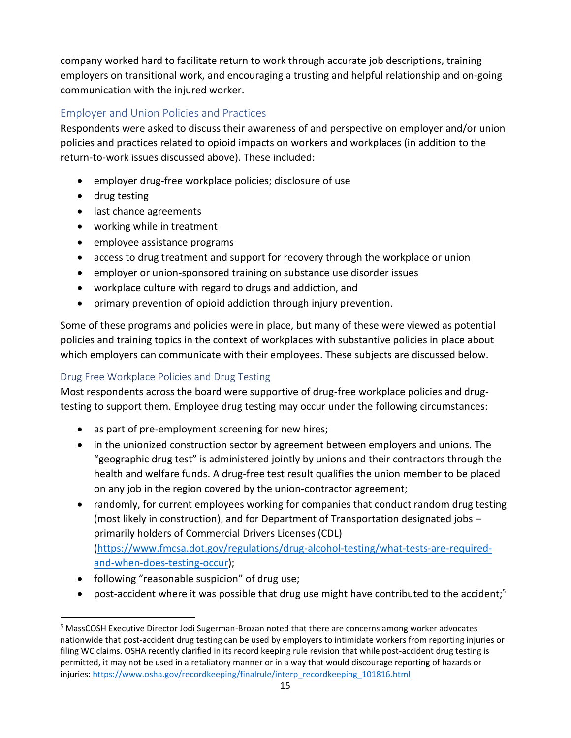company worked hard to facilitate return to work through accurate job descriptions, training employers on transitional work, and encouraging a trusting and helpful relationship and on-going communication with the injured worker.

### Employer and Union Policies and Practices

Respondents were asked to discuss their awareness of and perspective on employer and/or union policies and practices related to opioid impacts on workers and workplaces (in addition to the return-to-work issues discussed above). These included:

- employer drug-free workplace policies; disclosure of use
- drug testing
- last chance agreements
- working while in treatment
- employee assistance programs
- access to drug treatment and support for recovery through the workplace or union
- employer or union-sponsored training on substance use disorder issues
- workplace culture with regard to drugs and addiction, and
- primary prevention of opioid addiction through injury prevention.

Some of these programs and policies were in place, but many of these were viewed as potential policies and training topics in the context of workplaces with substantive policies in place about which employers can communicate with their employees. These subjects are discussed below.

### Drug Free Workplace Policies and Drug Testing

Most respondents across the board were supportive of drug-free workplace policies and drug-testing to support them. Employee drug testing may occur under the following circumstances:

- as part of pre-employment screening for new hires;
- in the unionized construction sector by agreement between employers and unions. The "geographic drug test" is administered jointly by unions and their contractors through the health and welfare funds. A drug-free test result qualifies the union member to be placed on any job in the region covered by the union-contractor agreement;
- randomly, for current employees working for companies that conduct random drug testing (most likely in construction), and for Department of Transportation designated jobs – primarily holders of Commercial Drivers Licenses (CDL) (https://www.fmcsa.dot.gov/regulations/drug-alcohol-testing/what-tests-are-required-and-when-does-testing-occur);
- following "reasonable suspicion" of drug use;
- post-accident where it was possible that drug use might have contributed to the accident;[5]

[5] MassCOSH Executive Director Jodi Sugerman-Brozan noted that there are concerns among worker advocates nationwide that post-accident drug testing can be used by employers to intimidate workers from reporting injuries or filing WC claims. OSHA recently clarified in its record keeping rule revision that while post-accident drug testing is permitted, it may not be used in a retaliatory manner or in a way that would discourage reporting of hazards or injuries: https://www.osha.gov/recordkeeping/finalrule/interp_recordkeeping_101816.html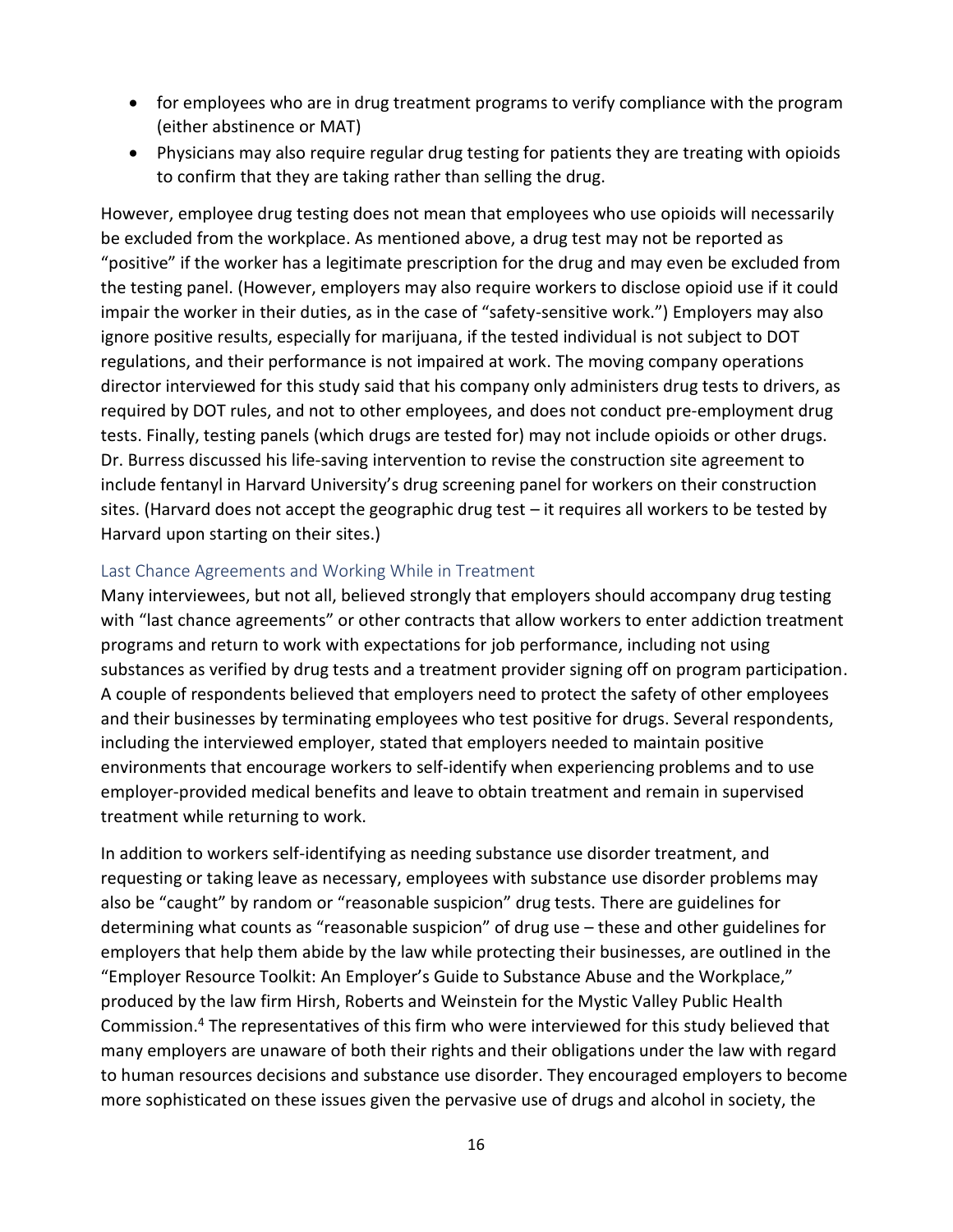- for employees who are in drug treatment programs to verify compliance with the program (either abstinence or MAT)
- Physicians may also require regular drug testing for patients they are treating with opioids to confirm that they are taking rather than selling the drug.

However, employee drug testing does not mean that employees who use opioids will necessarily be excluded from the workplace. As mentioned above, a drug test may not be reported as "positive" if the worker has a legitimate prescription for the drug and may even be excluded from the testing panel. (However, employers may also require workers to disclose opioid use if it could impair the worker in their duties, as in the case of "safety-sensitive work.") Employers may also ignore positive results, especially for marijuana, if the tested individual is not subject to DOT regulations, and their performance is not impaired at work. The moving company operations director interviewed for this study said that his company only administers drug tests to drivers, as required by DOT rules, and not to other employees, and does not conduct pre-employment drug tests. Finally, testing panels (which drugs are tested for) may not include opioids or other drugs. Dr. Burress discussed his life-saving intervention to revise the construction site agreement to include fentanyl in Harvard University's drug screening panel for workers on their construction sites. (Harvard does not accept the geographic drug test – it requires all workers to be tested by Harvard upon starting on their sites.)

### Last Chance Agreements and Working While in Treatment

Many interviewees, but not all, believed strongly that employers should accompany drug testing with "last chance agreements" or other contracts that allow workers to enter addiction treatment programs and return to work with expectations for job performance, including not using substances as verified by drug tests and a treatment provider signing off on program participation. A couple of respondents believed that employers need to protect the safety of other employees and their businesses by terminating employees who test positive for drugs. Several respondents, including the interviewed employer, stated that employers needed to maintain positive environments that encourage workers to self-identify when experiencing problems and to use employer-provided medical benefits and leave to obtain treatment and remain in supervised treatment while returning to work.

In addition to workers self-identifying as needing substance use disorder treatment, and requesting or taking leave as necessary, employees with substance use disorder problems may also be "caught" by random or "reasonable suspicion" drug tests. There are guidelines for determining what counts as "reasonable suspicion" of drug use – these and other guidelines for employers that help them abide by the law while protecting their businesses, are outlined in the "Employer Resource Toolkit: An Employer's Guide to Substance Abuse and the Workplace," produced by the law firm Hirsh, Roberts and Weinstein for the Mystic Valley Public Health Commission.[4] The representatives of this firm who were interviewed for this study believed that many employers are unaware of both their rights and their obligations under the law with regard to human resources decisions and substance use disorder. They encouraged employers to become more sophisticated on these issues given the pervasive use of drugs and alcohol in society, the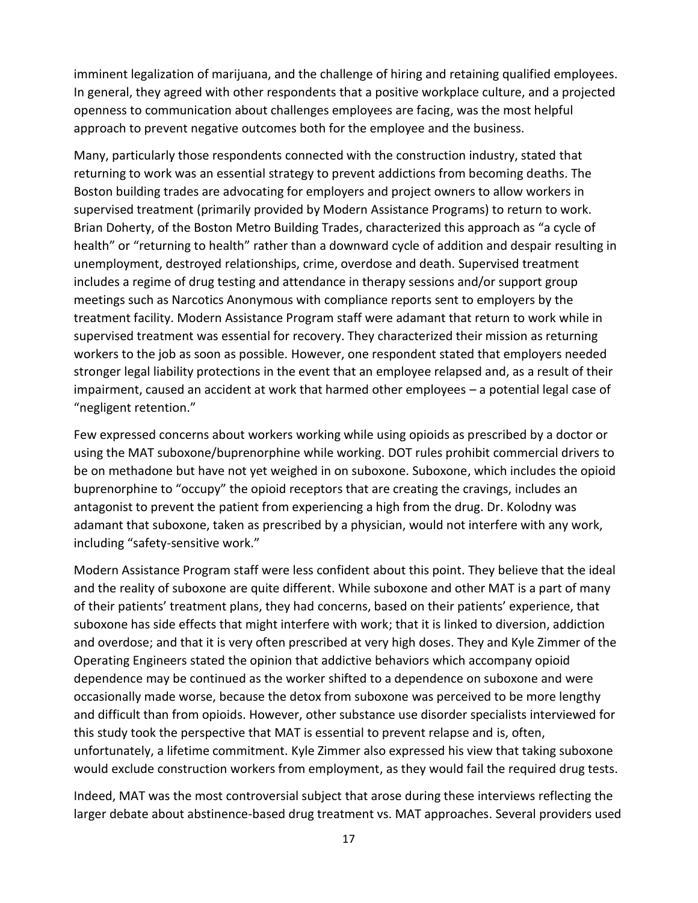imminent legalization of marijuana, and the challenge of hiring and retaining qualified employees. In general, they agreed with other respondents that a positive workplace culture, and a projected openness to communication about challenges employees are facing, was the most helpful approach to prevent negative outcomes both for the employee and the business.

Many, particularly those respondents connected with the construction industry, stated that returning to work was an essential strategy to prevent addictions from becoming deaths. The Boston building trades are advocating for employers and project owners to allow workers in supervised treatment (primarily provided by Modern Assistance Programs) to return to work. Brian Doherty, of the Boston Metro Building Trades, characterized this approach as "a cycle of health" or "returning to health" rather than a downward cycle of addition and despair resulting in unemployment, destroyed relationships, crime, overdose and death. Supervised treatment includes a regime of drug testing and attendance in therapy sessions and/or support group meetings such as Narcotics Anonymous with compliance reports sent to employers by the treatment facility. Modern Assistance Program staff were adamant that return to work while in supervised treatment was essential for recovery. They characterized their mission as returning workers to the job as soon as possible. However, one respondent stated that employers needed stronger legal liability protections in the event that an employee relapsed and, as a result of their impairment, caused an accident at work that harmed other employees – a potential legal case of "negligent retention."

Few expressed concerns about workers working while using opioids as prescribed by a doctor or using the MAT suboxone/buprenorphine while working. DOT rules prohibit commercial drivers to be on methadone but have not yet weighed in on suboxone. Suboxone, which includes the opioid buprenorphine to "occupy" the opioid receptors that are creating the cravings, includes an antagonist to prevent the patient from experiencing a high from the drug. Dr. Kolodny was adamant that suboxone, taken as prescribed by a physician, would not interfere with any work, including "safety-sensitive work."

Modern Assistance Program staff were less confident about this point. They believe that the ideal and the reality of suboxone are quite different. While suboxone and other MAT is a part of many of their patients' treatment plans, they had concerns, based on their patients' experience, that suboxone has side effects that might interfere with work; that it is linked to diversion, addiction and overdose; and that it is very often prescribed at very high doses. They and Kyle Zimmer of the Operating Engineers stated the opinion that addictive behaviors which accompany opioid dependence may be continued as the worker shifted to a dependence on suboxone and were occasionally made worse, because the detox from suboxone was perceived to be more lengthy and difficult than from opioids. However, other substance use disorder specialists interviewed for this study took the perspective that MAT is essential to prevent relapse and is, often, unfortunately, a lifetime commitment. Kyle Zimmer also expressed his view that taking suboxone would exclude construction workers from employment, as they would fail the required drug tests.

Indeed, MAT was the most controversial subject that arose during these interviews reflecting the larger debate about abstinence-based drug treatment vs. MAT approaches. Several providers used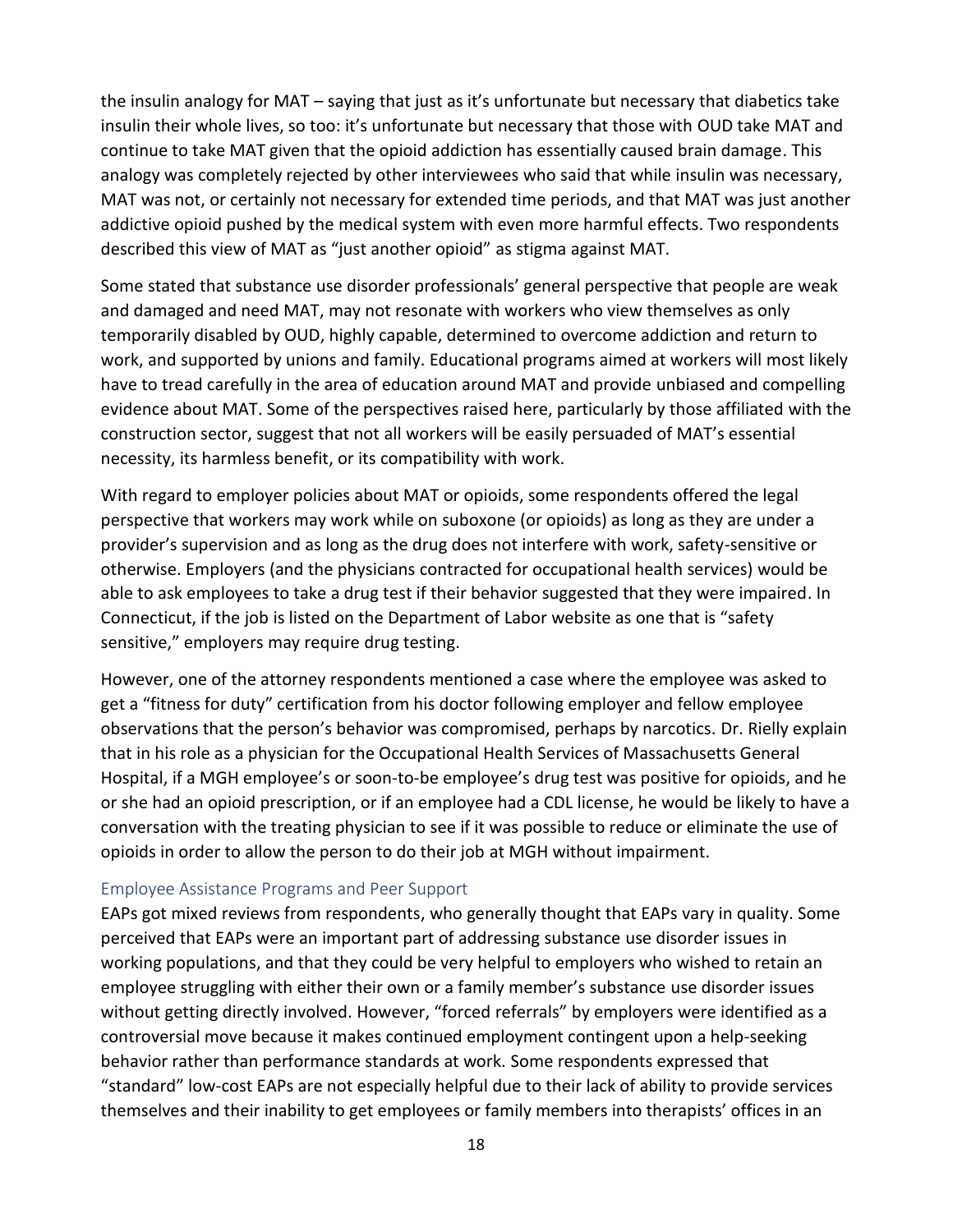the insulin analogy for MAT – saying that just as it's unfortunate but necessary that diabetics take insulin their whole lives, so too: it's unfortunate but necessary that those with OUD take MAT and continue to take MAT given that the opioid addiction has essentially caused brain damage. This analogy was completely rejected by other interviewees who said that while insulin was necessary, MAT was not, or certainly not necessary for extended time periods, and that MAT was just another addictive opioid pushed by the medical system with even more harmful effects. Two respondents described this view of MAT as "just another opioid" as stigma against MAT.

Some stated that substance use disorder professionals' general perspective that people are weak and damaged and need MAT, may not resonate with workers who view themselves as only temporarily disabled by OUD, highly capable, determined to overcome addiction and return to work, and supported by unions and family. Educational programs aimed at workers will most likely have to tread carefully in the area of education around MAT and provide unbiased and compelling evidence about MAT. Some of the perspectives raised here, particularly by those affiliated with the construction sector, suggest that not all workers will be easily persuaded of MAT's essential necessity, its harmless benefit, or its compatibility with work.

With regard to employer policies about MAT or opioids, some respondents offered the legal perspective that workers may work while on suboxone (or opioids) as long as they are under a provider's supervision and as long as the drug does not interfere with work, safety-sensitive or otherwise. Employers (and the physicians contracted for occupational health services) would be able to ask employees to take a drug test if their behavior suggested that they were impaired. In Connecticut, if the job is listed on the Department of Labor website as one that is "safety sensitive," employers may require drug testing.

However, one of the attorney respondents mentioned a case where the employee was asked to get a "fitness for duty" certification from his doctor following employer and fellow employee observations that the person's behavior was compromised, perhaps by narcotics. Dr. Rielly explain that in his role as a physician for the Occupational Health Services of Massachusetts General Hospital, if a MGH employee's or soon-to-be employee's drug test was positive for opioids, and he or she had an opioid prescription, or if an employee had a CDL license, he would be likely to have a conversation with the treating physician to see if it was possible to reduce or eliminate the use of opioids in order to allow the person to do their job at MGH without impairment.

### Employee Assistance Programs and Peer Support

EAPs got mixed reviews from respondents, who generally thought that EAPs vary in quality. Some perceived that EAPs were an important part of addressing substance use disorder issues in working populations, and that they could be very helpful to employers who wished to retain an employee struggling with either their own or a family member's substance use disorder issues without getting directly involved. However, "forced referrals" by employers were identified as a controversial move because it makes continued employment contingent upon a help-seeking behavior rather than performance standards at work. Some respondents expressed that "standard" low-cost EAPs are not especially helpful due to their lack of ability to provide services themselves and their inability to get employees or family members into therapists' offices in an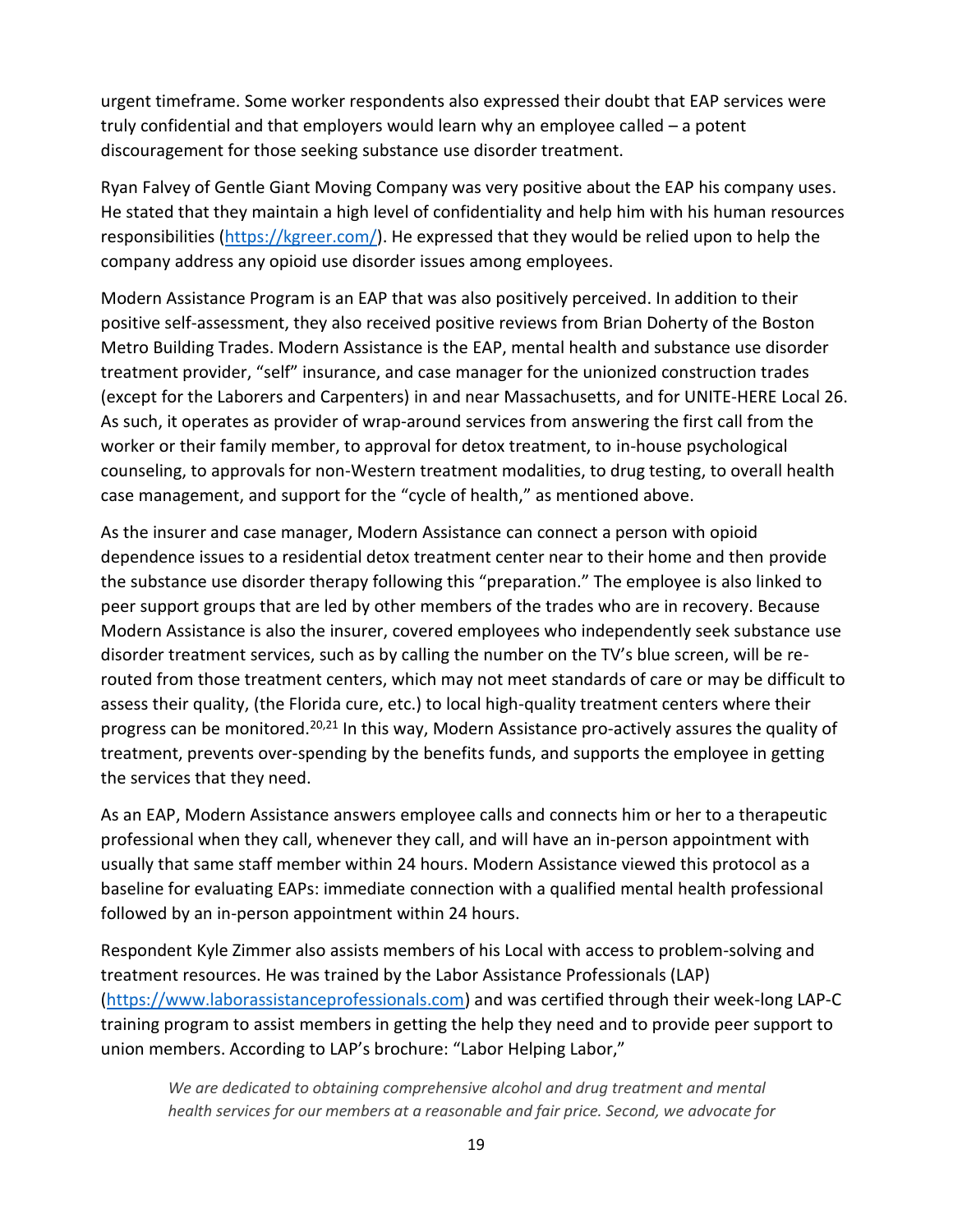urgent timeframe. Some worker respondents also expressed their doubt that EAP services were truly confidential and that employers would learn why an employee called – a potent discouragement for those seeking substance use disorder treatment.

Ryan Falvey of Gentle Giant Moving Company was very positive about the EAP his company uses. He stated that they maintain a high level of confidentiality and help him with his human resources responsibilities (https://kgreer.com/). He expressed that they would be relied upon to help the company address any opioid use disorder issues among employees.

Modern Assistance Program is an EAP that was also positively perceived. In addition to their positive self-assessment, they also received positive reviews from Brian Doherty of the Boston Metro Building Trades. Modern Assistance is the EAP, mental health and substance use disorder treatment provider, "self" insurance, and case manager for the unionized construction trades (except for the Laborers and Carpenters) in and near Massachusetts, and for UNITE-HERE Local 26. As such, it operates as provider of wrap-around services from answering the first call from the worker or their family member, to approval for detox treatment, to in-house psychological counseling, to approvals for non-Western treatment modalities, to drug testing, to overall health case management, and support for the "cycle of health," as mentioned above.

As the insurer and case manager, Modern Assistance can connect a person with opioid dependence issues to a residential detox treatment center near to their home and then provide the substance use disorder therapy following this "preparation." The employee is also linked to peer support groups that are led by other members of the trades who are in recovery. Because Modern Assistance is also the insurer, covered employees who independently seek substance use disorder treatment services, such as by calling the number on the TV's blue screen, will be re-routed from those treatment centers, which may not meet standards of care or may be difficult to assess their quality, (the Florida cure, etc.) to local high-quality treatment centers where their progress can be monitored.[20,21] In this way, Modern Assistance pro-actively assures the quality of treatment, prevents over-spending by the benefits funds, and supports the employee in getting the services that they need.

As an EAP, Modern Assistance answers employee calls and connects him or her to a therapeutic professional when they call, whenever they call, and will have an in-person appointment with usually that same staff member within 24 hours. Modern Assistance viewed this protocol as a baseline for evaluating EAPs: immediate connection with a qualified mental health professional followed by an in-person appointment within 24 hours.

Respondent Kyle Zimmer also assists members of his Local with access to problem-solving and treatment resources. He was trained by the Labor Assistance Professionals (LAP) (https://www.laborassistanceprofessionals.com) and was certified through their week-long LAP-C training program to assist members in getting the help they need and to provide peer support to union members. According to LAP's brochure: "Labor Helping Labor,"

> *We are dedicated to obtaining comprehensive alcohol and drug treatment and mental health services for our members at a reasonable and fair price. Second, we advocate for*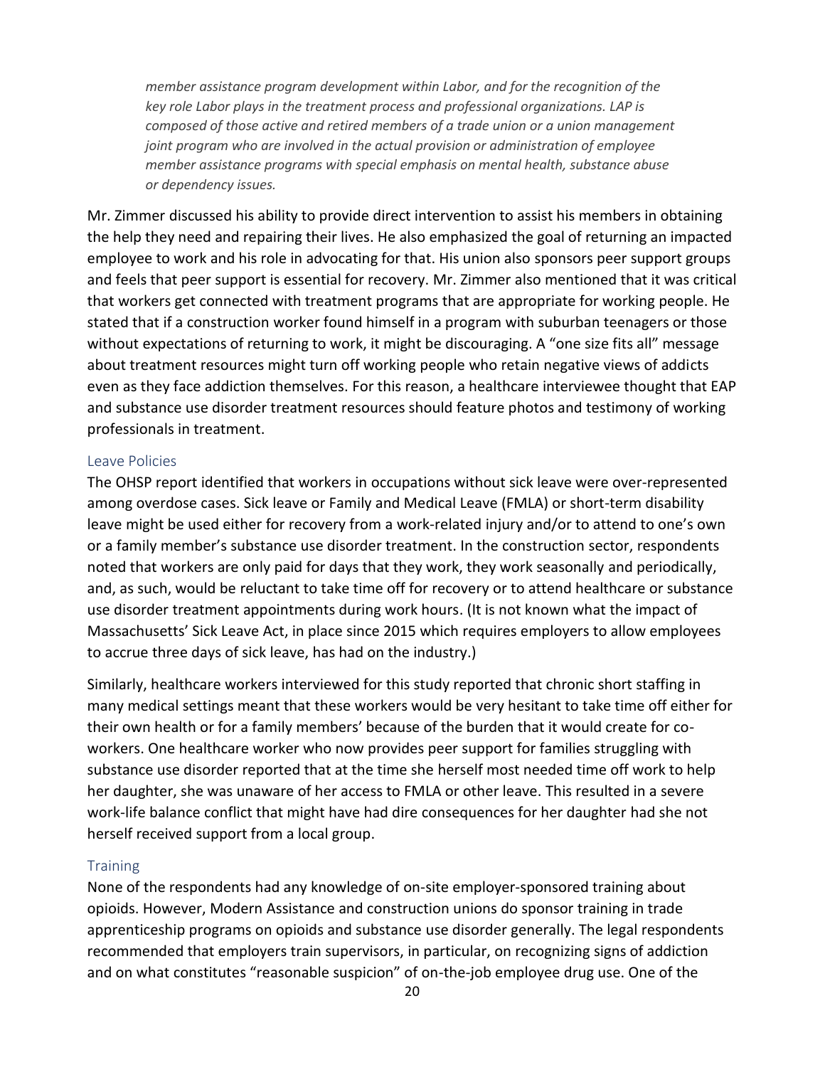*member assistance program development within Labor, and for the recognition of the key role Labor plays in the treatment process and professional organizations. LAP is composed of those active and retired members of a trade union or a union management joint program who are involved in the actual provision or administration of employee member assistance programs with special emphasis on mental health, substance abuse or dependency issues.*

Mr. Zimmer discussed his ability to provide direct intervention to assist his members in obtaining the help they need and repairing their lives. He also emphasized the goal of returning an impacted employee to work and his role in advocating for that. His union also sponsors peer support groups and feels that peer support is essential for recovery. Mr. Zimmer also mentioned that it was critical that workers get connected with treatment programs that are appropriate for working people. He stated that if a construction worker found himself in a program with suburban teenagers or those without expectations of returning to work, it might be discouraging. A "one size fits all" message about treatment resources might turn off working people who retain negative views of addicts even as they face addiction themselves. For this reason, a healthcare interviewee thought that EAP and substance use disorder treatment resources should feature photos and testimony of working professionals in treatment.

### Leave Policies

The OHSP report identified that workers in occupations without sick leave were over-represented among overdose cases. Sick leave or Family and Medical Leave (FMLA) or short-term disability leave might be used either for recovery from a work-related injury and/or to attend to one's own or a family member's substance use disorder treatment. In the construction sector, respondents noted that workers are only paid for days that they work, they work seasonally and periodically, and, as such, would be reluctant to take time off for recovery or to attend healthcare or substance use disorder treatment appointments during work hours. (It is not known what the impact of Massachusetts' Sick Leave Act, in place since 2015 which requires employers to allow employees to accrue three days of sick leave, has had on the industry.)

Similarly, healthcare workers interviewed for this study reported that chronic short staffing in many medical settings meant that these workers would be very hesitant to take time off either for their own health or for a family members' because of the burden that it would create for co-workers. One healthcare worker who now provides peer support for families struggling with substance use disorder reported that at the time she herself most needed time off work to help her daughter, she was unaware of her access to FMLA or other leave. This resulted in a severe work-life balance conflict that might have had dire consequences for her daughter had she not herself received support from a local group.

### Training

None of the respondents had any knowledge of on-site employer-sponsored training about opioids. However, Modern Assistance and construction unions do sponsor training in trade apprenticeship programs on opioids and substance use disorder generally. The legal respondents recommended that employers train supervisors, in particular, on recognizing signs of addiction and on what constitutes "reasonable suspicion" of on-the-job employee drug use. One of the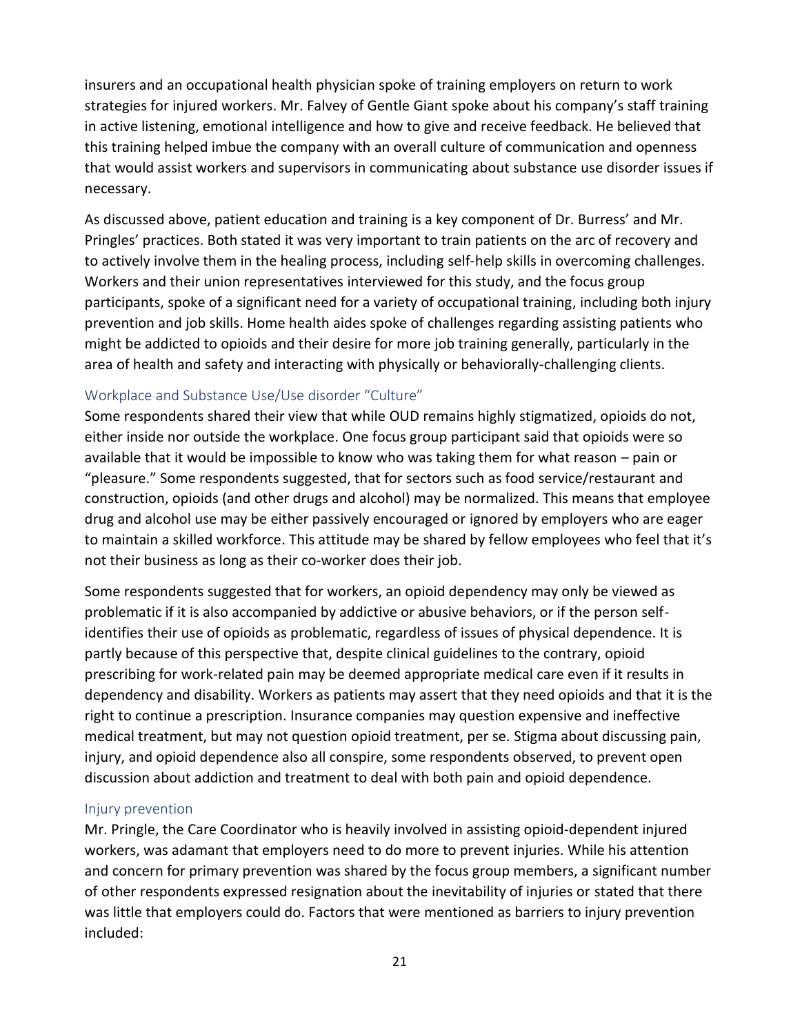insurers and an occupational health physician spoke of training employers on return to work strategies for injured workers. Mr. Falvey of Gentle Giant spoke about his company's staff training in active listening, emotional intelligence and how to give and receive feedback. He believed that this training helped imbue the company with an overall culture of communication and openness that would assist workers and supervisors in communicating about substance use disorder issues if necessary.

As discussed above, patient education and training is a key component of Dr. Burress' and Mr. Pringles' practices. Both stated it was very important to train patients on the arc of recovery and to actively involve them in the healing process, including self-help skills in overcoming challenges. Workers and their union representatives interviewed for this study, and the focus group participants, spoke of a significant need for a variety of occupational training, including both injury prevention and job skills. Home health aides spoke of challenges regarding assisting patients who might be addicted to opioids and their desire for more job training generally, particularly in the area of health and safety and interacting with physically or behaviorally-challenging clients.

### Workplace and Substance Use/Use disorder "Culture"

Some respondents shared their view that while OUD remains highly stigmatized, opioids do not, either inside nor outside the workplace. One focus group participant said that opioids were so available that it would be impossible to know who was taking them for what reason – pain or "pleasure." Some respondents suggested, that for sectors such as food service/restaurant and construction, opioids (and other drugs and alcohol) may be normalized. This means that employee drug and alcohol use may be either passively encouraged or ignored by employers who are eager to maintain a skilled workforce. This attitude may be shared by fellow employees who feel that it's not their business as long as their co-worker does their job.

Some respondents suggested that for workers, an opioid dependency may only be viewed as problematic if it is also accompanied by addictive or abusive behaviors, or if the person self-identifies their use of opioids as problematic, regardless of issues of physical dependence. It is partly because of this perspective that, despite clinical guidelines to the contrary, opioid prescribing for work-related pain may be deemed appropriate medical care even if it results in dependency and disability. Workers as patients may assert that they need opioids and that it is the right to continue a prescription. Insurance companies may question expensive and ineffective medical treatment, but may not question opioid treatment, per se. Stigma about discussing pain, injury, and opioid dependence also all conspire, some respondents observed, to prevent open discussion about addiction and treatment to deal with both pain and opioid dependence.

### Injury prevention

Mr. Pringle, the Care Coordinator who is heavily involved in assisting opioid-dependent injured workers, was adamant that employers need to do more to prevent injuries. While his attention and concern for primary prevention was shared by the focus group members, a significant number of other respondents expressed resignation about the inevitability of injuries or stated that there was little that employers could do. Factors that were mentioned as barriers to injury prevention included: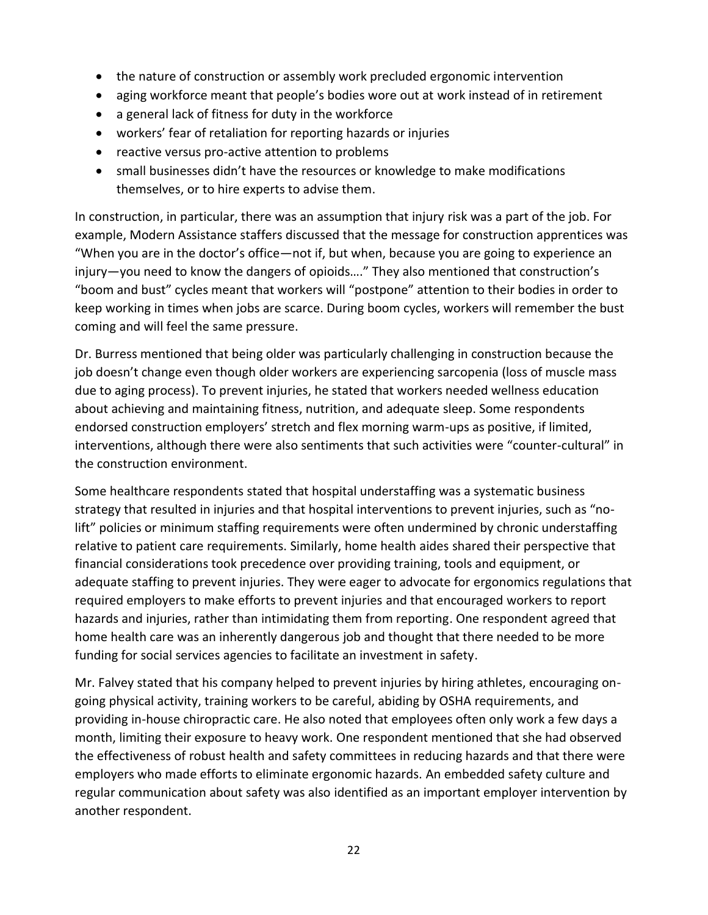- the nature of construction or assembly work precluded ergonomic intervention
- aging workforce meant that people's bodies wore out at work instead of in retirement
- a general lack of fitness for duty in the workforce
- workers' fear of retaliation for reporting hazards or injuries
- reactive versus pro-active attention to problems
- small businesses didn't have the resources or knowledge to make modifications themselves, or to hire experts to advise them.

In construction, in particular, there was an assumption that injury risk was a part of the job. For example, Modern Assistance staffers discussed that the message for construction apprentices was "When you are in the doctor's office—not if, but when, because you are going to experience an injury—you need to know the dangers of opioids…." They also mentioned that construction's "boom and bust" cycles meant that workers will "postpone" attention to their bodies in order to keep working in times when jobs are scarce. During boom cycles, workers will remember the bust coming and will feel the same pressure.

Dr. Burress mentioned that being older was particularly challenging in construction because the job doesn't change even though older workers are experiencing sarcopenia (loss of muscle mass due to aging process). To prevent injuries, he stated that workers needed wellness education about achieving and maintaining fitness, nutrition, and adequate sleep. Some respondents endorsed construction employers' stretch and flex morning warm-ups as positive, if limited, interventions, although there were also sentiments that such activities were "counter-cultural" in the construction environment.

Some healthcare respondents stated that hospital understaffing was a systematic business strategy that resulted in injuries and that hospital interventions to prevent injuries, such as "no-lift" policies or minimum staffing requirements were often undermined by chronic understaffing relative to patient care requirements. Similarly, home health aides shared their perspective that financial considerations took precedence over providing training, tools and equipment, or adequate staffing to prevent injuries. They were eager to advocate for ergonomics regulations that required employers to make efforts to prevent injuries and that encouraged workers to report hazards and injuries, rather than intimidating them from reporting. One respondent agreed that home health care was an inherently dangerous job and thought that there needed to be more funding for social services agencies to facilitate an investment in safety.

Mr. Falvey stated that his company helped to prevent injuries by hiring athletes, encouraging on-going physical activity, training workers to be careful, abiding by OSHA requirements, and providing in-house chiropractic care. He also noted that employees often only work a few days a month, limiting their exposure to heavy work. One respondent mentioned that she had observed the effectiveness of robust health and safety committees in reducing hazards and that there were employers who made efforts to eliminate ergonomic hazards. An embedded safety culture and regular communication about safety was also identified as an important employer intervention by another respondent.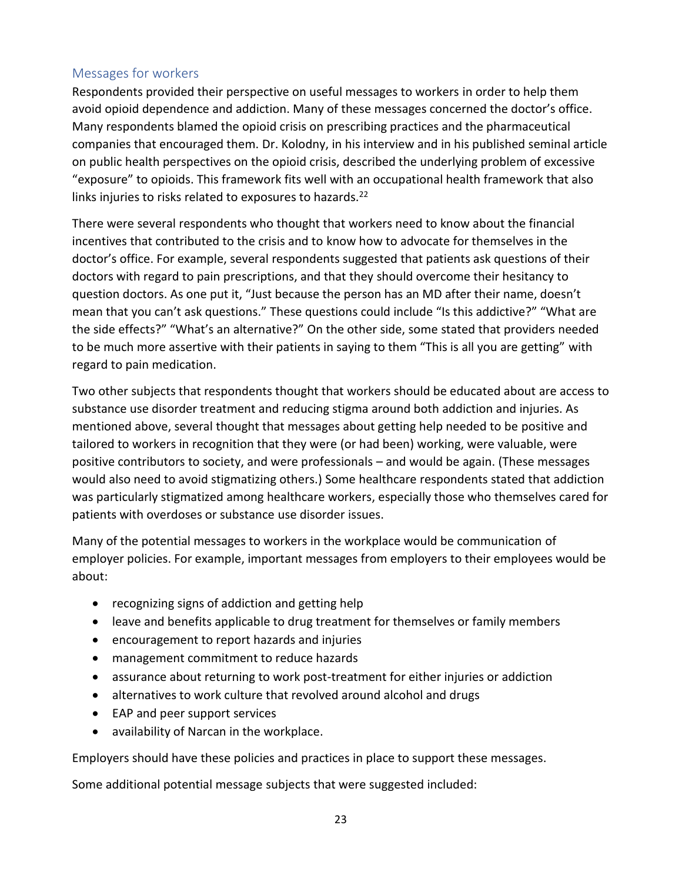## Messages for workers

Respondents provided their perspective on useful messages to workers in order to help them avoid opioid dependence and addiction. Many of these messages concerned the doctor's office. Many respondents blamed the opioid crisis on prescribing practices and the pharmaceutical companies that encouraged them. Dr. Kolodny, in his interview and in his published seminal article on public health perspectives on the opioid crisis, described the underlying problem of excessive "exposure" to opioids. This framework fits well with an occupational health framework that also links injuries to risks related to exposures to hazards.[22]

There were several respondents who thought that workers need to know about the financial incentives that contributed to the crisis and to know how to advocate for themselves in the doctor's office. For example, several respondents suggested that patients ask questions of their doctors with regard to pain prescriptions, and that they should overcome their hesitancy to question doctors. As one put it, "Just because the person has an MD after their name, doesn't mean that you can't ask questions." These questions could include "Is this addictive?" "What are the side effects?" "What's an alternative?" On the other side, some stated that providers needed to be much more assertive with their patients in saying to them "This is all you are getting" with regard to pain medication.

Two other subjects that respondents thought that workers should be educated about are access to substance use disorder treatment and reducing stigma around both addiction and injuries. As mentioned above, several thought that messages about getting help needed to be positive and tailored to workers in recognition that they were (or had been) working, were valuable, were positive contributors to society, and were professionals – and would be again. (These messages would also need to avoid stigmatizing others.) Some healthcare respondents stated that addiction was particularly stigmatized among healthcare workers, especially those who themselves cared for patients with overdoses or substance use disorder issues.

Many of the potential messages to workers in the workplace would be communication of employer policies. For example, important messages from employers to their employees would be about:

- recognizing signs of addiction and getting help
- leave and benefits applicable to drug treatment for themselves or family members
- encouragement to report hazards and injuries
- management commitment to reduce hazards
- assurance about returning to work post-treatment for either injuries or addiction
- alternatives to work culture that revolved around alcohol and drugs
- EAP and peer support services
- availability of Narcan in the workplace.

Employers should have these policies and practices in place to support these messages.

Some additional potential message subjects that were suggested included: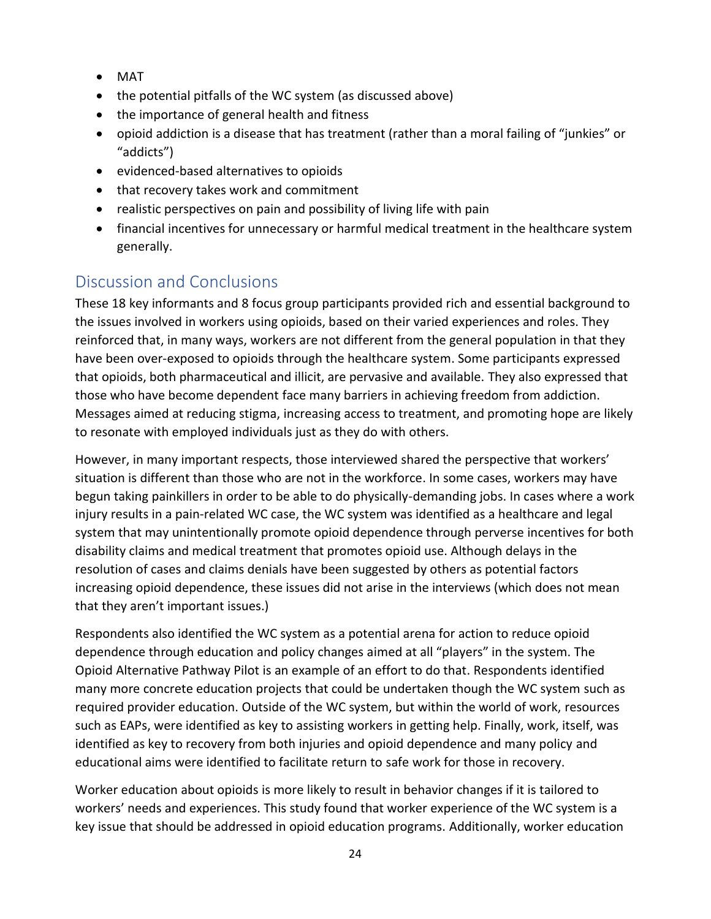- MAT
- the potential pitfalls of the WC system (as discussed above)
- the importance of general health and fitness
- opioid addiction is a disease that has treatment (rather than a moral failing of "junkies" or "addicts")
- evidenced-based alternatives to opioids
- that recovery takes work and commitment
- realistic perspectives on pain and possibility of living life with pain
- financial incentives for unnecessary or harmful medical treatment in the healthcare system generally.

## Discussion and Conclusions

These 18 key informants and 8 focus group participants provided rich and essential background to the issues involved in workers using opioids, based on their varied experiences and roles. They reinforced that, in many ways, workers are not different from the general population in that they have been over-exposed to opioids through the healthcare system. Some participants expressed that opioids, both pharmaceutical and illicit, are pervasive and available. They also expressed that those who have become dependent face many barriers in achieving freedom from addiction. Messages aimed at reducing stigma, increasing access to treatment, and promoting hope are likely to resonate with employed individuals just as they do with others.

However, in many important respects, those interviewed shared the perspective that workers' situation is different than those who are not in the workforce. In some cases, workers may have begun taking painkillers in order to be able to do physically-demanding jobs. In cases where a work injury results in a pain-related WC case, the WC system was identified as a healthcare and legal system that may unintentionally promote opioid dependence through perverse incentives for both disability claims and medical treatment that promotes opioid use. Although delays in the resolution of cases and claims denials have been suggested by others as potential factors increasing opioid dependence, these issues did not arise in the interviews (which does not mean that they aren't important issues.)

Respondents also identified the WC system as a potential arena for action to reduce opioid dependence through education and policy changes aimed at all "players" in the system. The Opioid Alternative Pathway Pilot is an example of an effort to do that. Respondents identified many more concrete education projects that could be undertaken though the WC system such as required provider education. Outside of the WC system, but within the world of work, resources such as EAPs, were identified as key to assisting workers in getting help. Finally, work, itself, was identified as key to recovery from both injuries and opioid dependence and many policy and educational aims were identified to facilitate return to safe work for those in recovery.

Worker education about opioids is more likely to result in behavior changes if it is tailored to workers' needs and experiences. This study found that worker experience of the WC system is a key issue that should be addressed in opioid education programs. Additionally, worker education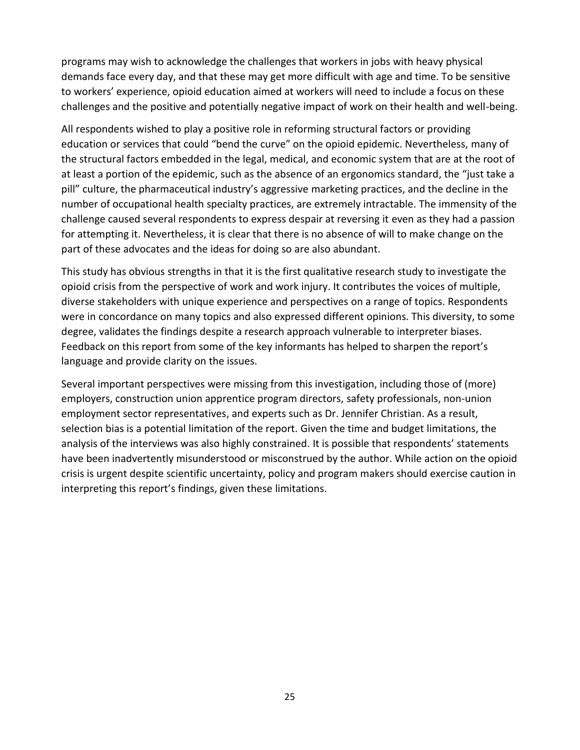programs may wish to acknowledge the challenges that workers in jobs with heavy physical demands face every day, and that these may get more difficult with age and time. To be sensitive to workers' experience, opioid education aimed at workers will need to include a focus on these challenges and the positive and potentially negative impact of work on their health and well-being.

All respondents wished to play a positive role in reforming structural factors or providing education or services that could "bend the curve" on the opioid epidemic. Nevertheless, many of the structural factors embedded in the legal, medical, and economic system that are at the root of at least a portion of the epidemic, such as the absence of an ergonomics standard, the "just take a pill" culture, the pharmaceutical industry's aggressive marketing practices, and the decline in the number of occupational health specialty practices, are extremely intractable. The immensity of the challenge caused several respondents to express despair at reversing it even as they had a passion for attempting it. Nevertheless, it is clear that there is no absence of will to make change on the part of these advocates and the ideas for doing so are also abundant.

This study has obvious strengths in that it is the first qualitative research study to investigate the opioid crisis from the perspective of work and work injury. It contributes the voices of multiple, diverse stakeholders with unique experience and perspectives on a range of topics. Respondents were in concordance on many topics and also expressed different opinions. This diversity, to some degree, validates the findings despite a research approach vulnerable to interpreter biases. Feedback on this report from some of the key informants has helped to sharpen the report's language and provide clarity on the issues.

Several important perspectives were missing from this investigation, including those of (more) employers, construction union apprentice program directors, safety professionals, non-union employment sector representatives, and experts such as Dr. Jennifer Christian. As a result, selection bias is a potential limitation of the report. Given the time and budget limitations, the analysis of the interviews was also highly constrained. It is possible that respondents' statements have been inadvertently misunderstood or misconstrued by the author. While action on the opioid crisis is urgent despite scientific uncertainty, policy and program makers should exercise caution in interpreting this report's findings, given these limitations.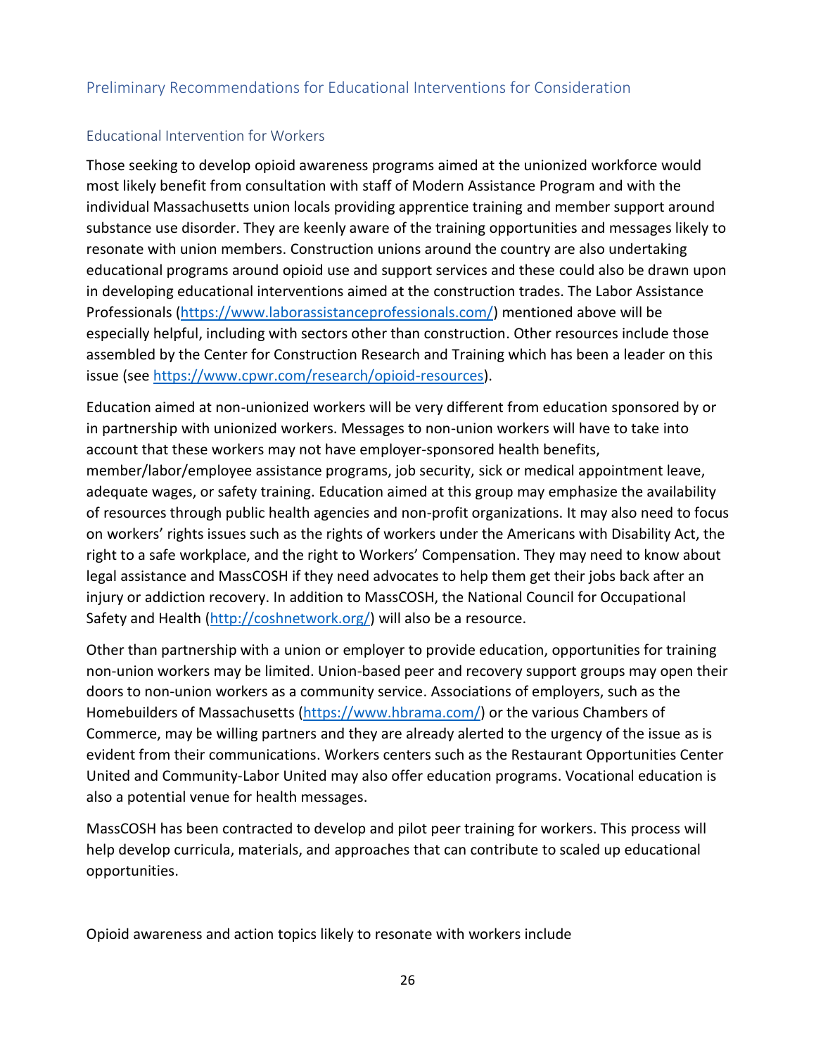## Preliminary Recommendations for Educational Interventions for Consideration

### Educational Intervention for Workers

Those seeking to develop opioid awareness programs aimed at the unionized workforce would most likely benefit from consultation with staff of Modern Assistance Program and with the individual Massachusetts union locals providing apprentice training and member support around substance use disorder. They are keenly aware of the training opportunities and messages likely to resonate with union members. Construction unions around the country are also undertaking educational programs around opioid use and support services and these could also be drawn upon in developing educational interventions aimed at the construction trades. The Labor Assistance Professionals (https://www.laborassistanceprofessionals.com/) mentioned above will be especially helpful, including with sectors other than construction. Other resources include those assembled by the Center for Construction Research and Training which has been a leader on this issue (see https://www.cpwr.com/research/opioid-resources).

Education aimed at non-unionized workers will be very different from education sponsored by or in partnership with unionized workers. Messages to non-union workers will have to take into account that these workers may not have employer-sponsored health benefits, member/labor/employee assistance programs, job security, sick or medical appointment leave, adequate wages, or safety training. Education aimed at this group may emphasize the availability of resources through public health agencies and non-profit organizations. It may also need to focus on workers' rights issues such as the rights of workers under the Americans with Disability Act, the right to a safe workplace, and the right to Workers' Compensation. They may need to know about legal assistance and MassCOSH if they need advocates to help them get their jobs back after an injury or addiction recovery. In addition to MassCOSH, the National Council for Occupational Safety and Health (http://coshnetwork.org/) will also be a resource.

Other than partnership with a union or employer to provide education, opportunities for training non-union workers may be limited. Union-based peer and recovery support groups may open their doors to non-union workers as a community service. Associations of employers, such as the Homebuilders of Massachusetts (https://www.hbrama.com/) or the various Chambers of Commerce, may be willing partners and they are already alerted to the urgency of the issue as is evident from their communications. Workers centers such as the Restaurant Opportunities Center United and Community-Labor United may also offer education programs. Vocational education is also a potential venue for health messages.

MassCOSH has been contracted to develop and pilot peer training for workers. This process will help develop curricula, materials, and approaches that can contribute to scaled up educational opportunities.

Opioid awareness and action topics likely to resonate with workers include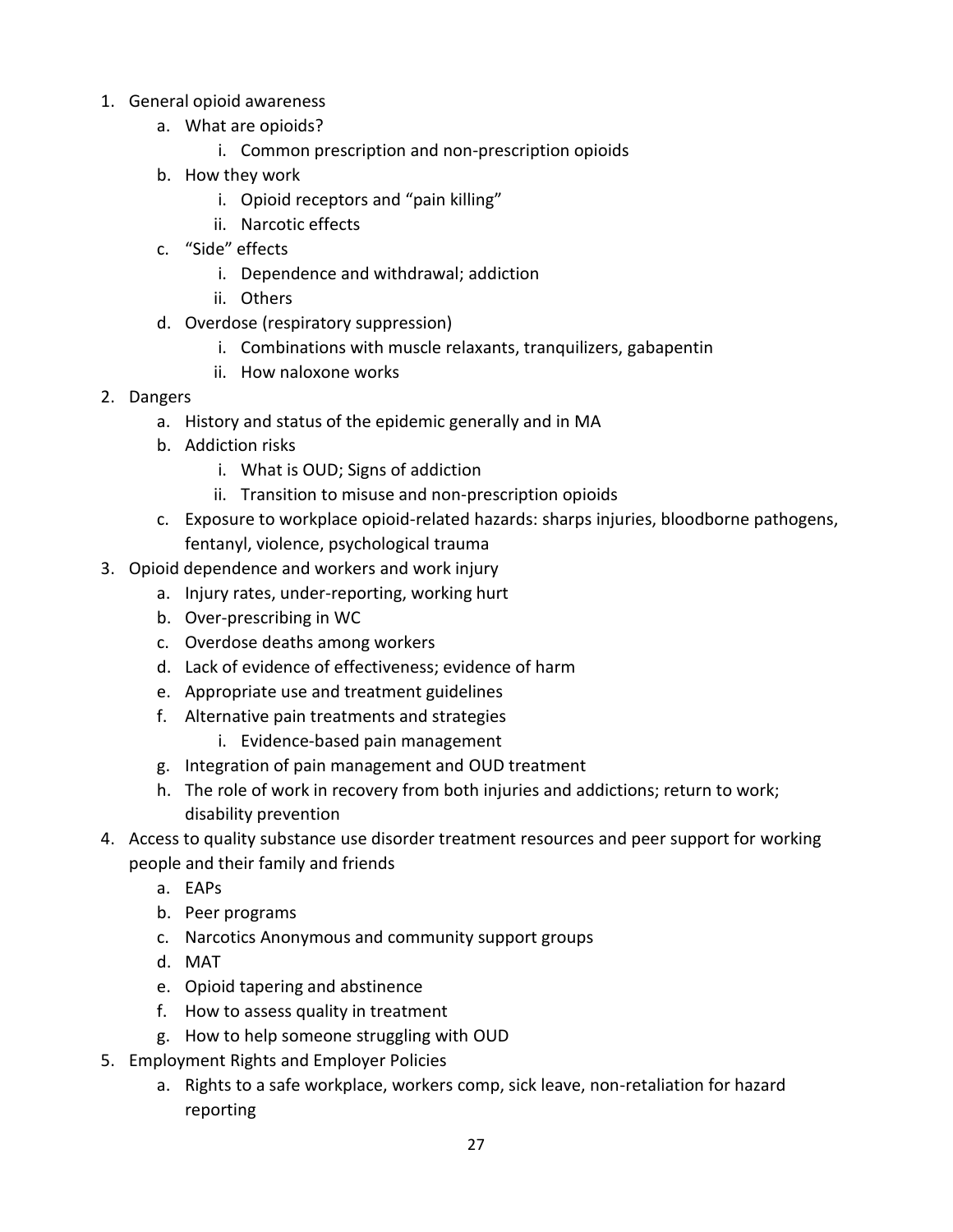1. General opioid awareness
    a. What are opioids?
        i. Common prescription and non-prescription opioids
    b. How they work
        i. Opioid receptors and "pain killing"
        ii. Narcotic effects
    c. "Side" effects
        i. Dependence and withdrawal; addiction
        ii. Others
    d. Overdose (respiratory suppression)
        i. Combinations with muscle relaxants, tranquilizers, gabapentin
        ii. How naloxone works
2. Dangers
    a. History and status of the epidemic generally and in MA
    b. Addiction risks
        i. What is OUD; Signs of addiction
        ii. Transition to misuse and non-prescription opioids
    c. Exposure to workplace opioid-related hazards: sharps injuries, bloodborne pathogens, fentanyl, violence, psychological trauma
3. Opioid dependence and workers and work injury
    a. Injury rates, under-reporting, working hurt
    b. Over-prescribing in WC
    c. Overdose deaths among workers
    d. Lack of evidence of effectiveness; evidence of harm
    e. Appropriate use and treatment guidelines
    f. Alternative pain treatments and strategies
        i. Evidence-based pain management
    g. Integration of pain management and OUD treatment
    h. The role of work in recovery from both injuries and addictions; return to work; disability prevention
4. Access to quality substance use disorder treatment resources and peer support for working people and their family and friends
    a. EAPs
    b. Peer programs
    c. Narcotics Anonymous and community support groups
    d. MAT
    e. Opioid tapering and abstinence
    f. How to assess quality in treatment
    g. How to help someone struggling with OUD
5. Employment Rights and Employer Policies
    a. Rights to a safe workplace, workers comp, sick leave, non-retaliation for hazard reporting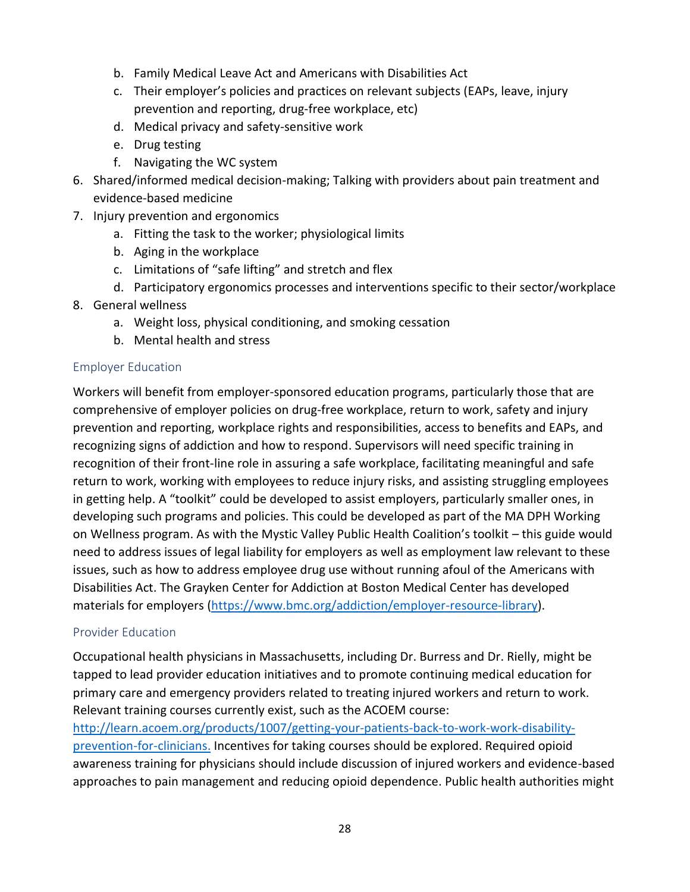b. Family Medical Leave Act and Americans with Disabilities Act
   c. Their employer's policies and practices on relevant subjects (EAPs, leave, injury prevention and reporting, drug-free workplace, etc)
   d. Medical privacy and safety-sensitive work
   e. Drug testing
   f. Navigating the WC system
6. Shared/informed medical decision-making; Talking with providers about pain treatment and evidence-based medicine
7. Injury prevention and ergonomics
   a. Fitting the task to the worker; physiological limits
   b. Aging in the workplace
   c. Limitations of "safe lifting" and stretch and flex
   d. Participatory ergonomics processes and interventions specific to their sector/workplace
8. General wellness
   a. Weight loss, physical conditioning, and smoking cessation
   b. Mental health and stress

### Employer Education

Workers will benefit from employer-sponsored education programs, particularly those that are comprehensive of employer policies on drug-free workplace, return to work, safety and injury prevention and reporting, workplace rights and responsibilities, access to benefits and EAPs, and recognizing signs of addiction and how to respond. Supervisors will need specific training in recognition of their front-line role in assuring a safe workplace, facilitating meaningful and safe return to work, working with employees to reduce injury risks, and assisting struggling employees in getting help. A "toolkit" could be developed to assist employers, particularly smaller ones, in developing such programs and policies. This could be developed as part of the MA DPH Working on Wellness program. As with the Mystic Valley Public Health Coalition's toolkit – this guide would need to address issues of legal liability for employers as well as employment law relevant to these issues, such as how to address employee drug use without running afoul of the Americans with Disabilities Act. The Grayken Center for Addiction at Boston Medical Center has developed materials for employers (https://www.bmc.org/addiction/employer-resource-library).

### Provider Education

Occupational health physicians in Massachusetts, including Dr. Burress and Dr. Rielly, might be tapped to lead provider education initiatives and to promote continuing medical education for primary care and emergency providers related to treating injured workers and return to work. Relevant training courses currently exist, such as the ACOEM course: http://learn.acoem.org/products/1007/getting-your-patients-back-to-work-work-disability-prevention-for-clinicians. Incentives for taking courses should be explored. Required opioid awareness training for physicians should include discussion of injured workers and evidence-based approaches to pain management and reducing opioid dependence. Public health authorities might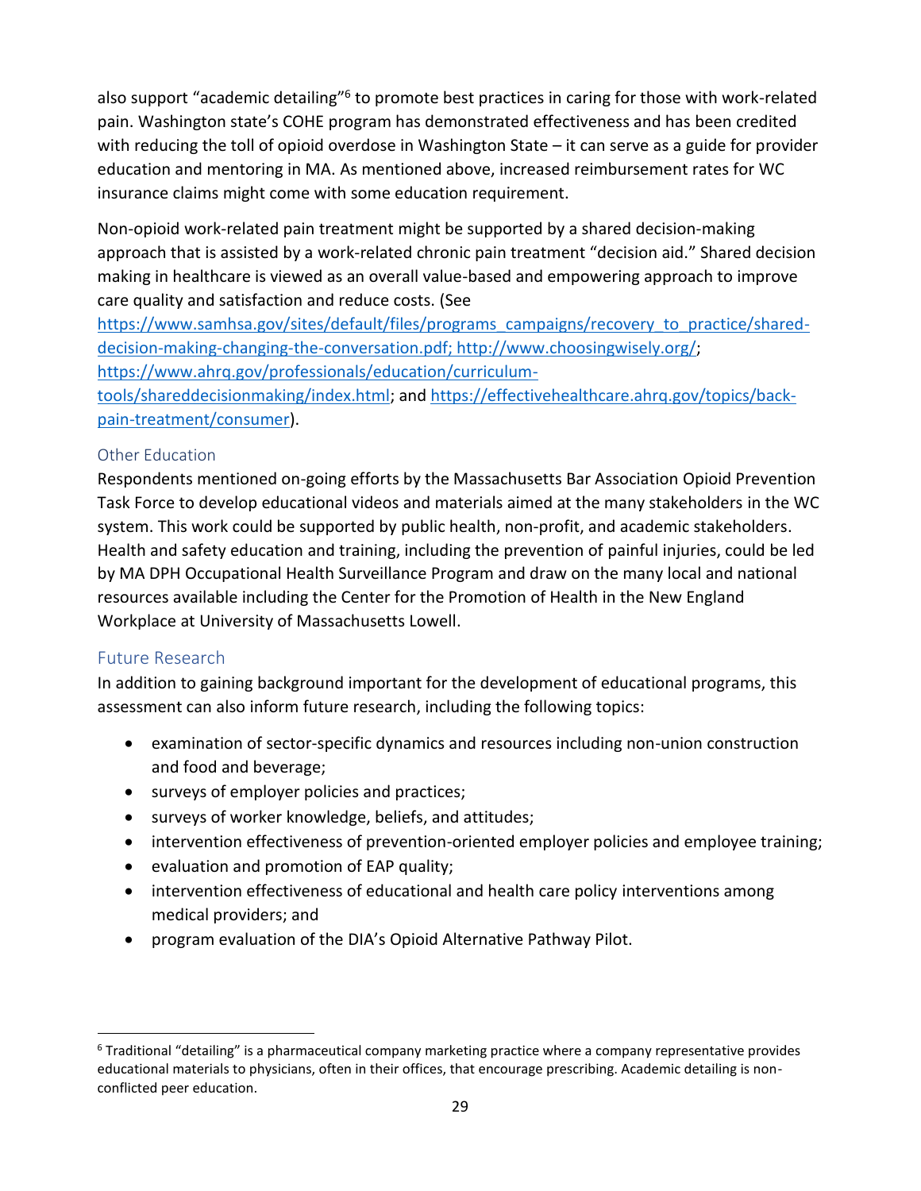also support "academic detailing"[6] to promote best practices in caring for those with work-related pain. Washington state's COHE program has demonstrated effectiveness and has been credited with reducing the toll of opioid overdose in Washington State – it can serve as a guide for provider education and mentoring in MA. As mentioned above, increased reimbursement rates for WC insurance claims might come with some education requirement.

Non-opioid work-related pain treatment might be supported by a shared decision-making approach that is assisted by a work-related chronic pain treatment "decision aid." Shared decision making in healthcare is viewed as an overall value-based and empowering approach to improve care quality and satisfaction and reduce costs. (See https://www.samhsa.gov/sites/default/files/programs_campaigns/recovery_to_practice/shared-decision-making-changing-the-conversation.pdf; http://www.choosingwisely.org/; https://www.ahrq.gov/professionals/education/curriculum-tools/shareddecisionmaking/index.html; and https://effectivehealthcare.ahrq.gov/topics/back-pain-treatment/consumer).

### Other Education

Respondents mentioned on-going efforts by the Massachusetts Bar Association Opioid Prevention Task Force to develop educational videos and materials aimed at the many stakeholders in the WC system. This work could be supported by public health, non-profit, and academic stakeholders. Health and safety education and training, including the prevention of painful injuries, could be led by MA DPH Occupational Health Surveillance Program and draw on the many local and national resources available including the Center for the Promotion of Health in the New England Workplace at University of Massachusetts Lowell.

## Future Research

In addition to gaining background important for the development of educational programs, this assessment can also inform future research, including the following topics:

- examination of sector-specific dynamics and resources including non-union construction and food and beverage;
- surveys of employer policies and practices;
- surveys of worker knowledge, beliefs, and attitudes;
- intervention effectiveness of prevention-oriented employer policies and employee training;
- evaluation and promotion of EAP quality;
- intervention effectiveness of educational and health care policy interventions among medical providers; and
- program evaluation of the DIA's Opioid Alternative Pathway Pilot.

---

[6] Traditional "detailing" is a pharmaceutical company marketing practice where a company representative provides educational materials to physicians, often in their offices, that encourage prescribing. Academic detailing is non-conflicted peer education.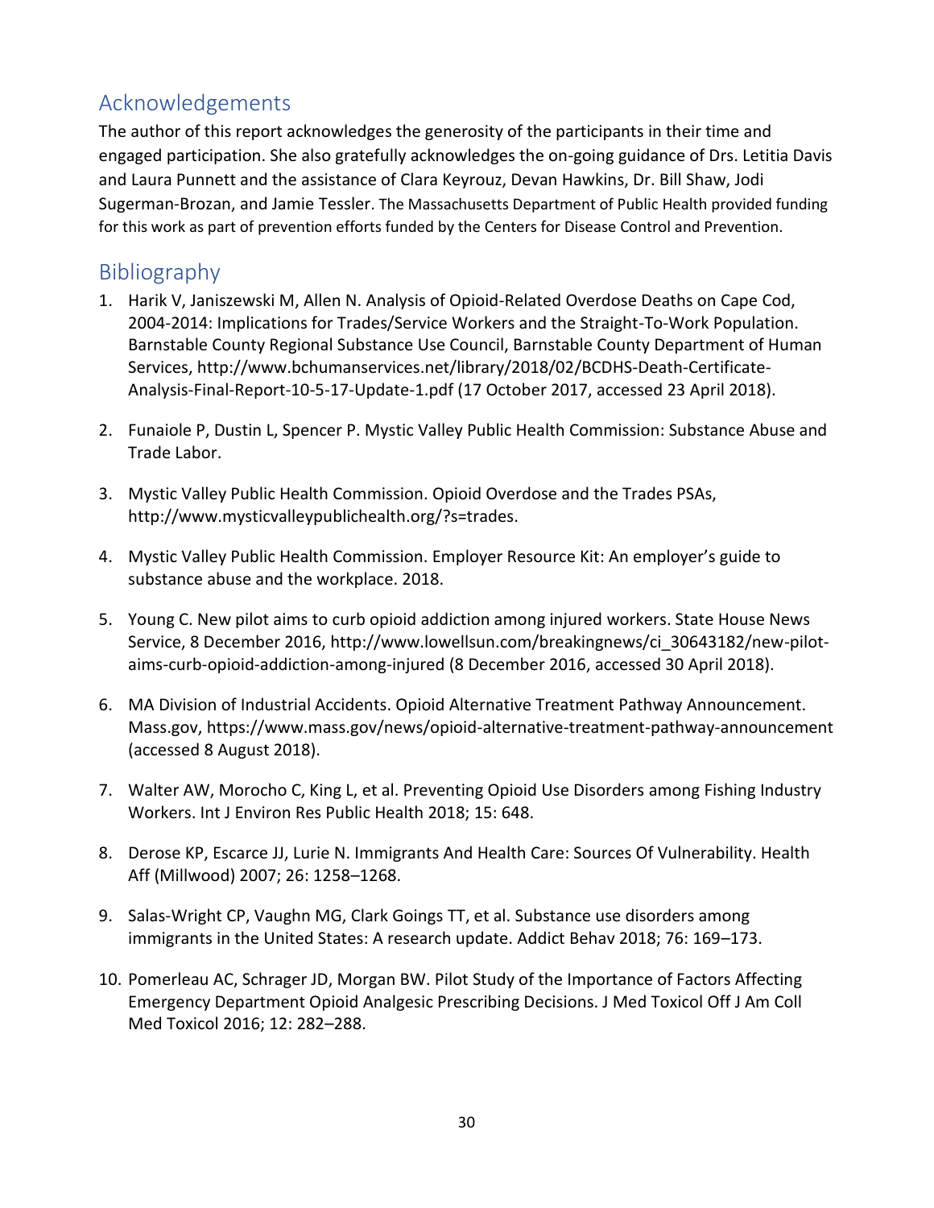## Acknowledgements

The author of this report acknowledges the generosity of the participants in their time and engaged participation. She also gratefully acknowledges the on-going guidance of Drs. Letitia Davis and Laura Punnett and the assistance of Clara Keyrouz, Devan Hawkins, Dr. Bill Shaw, Jodi Sugerman-Brozan, and Jamie Tessler. The Massachusetts Department of Public Health provided funding for this work as part of prevention efforts funded by the Centers for Disease Control and Prevention.

## Bibliography

1. Harik V, Janiszewski M, Allen N. Analysis of Opioid-Related Overdose Deaths on Cape Cod, 2004-2014: Implications for Trades/Service Workers and the Straight-To-Work Population. Barnstable County Regional Substance Use Council, Barnstable County Department of Human Services, http://www.bchumanservices.net/library/2018/02/BCDHS-Death-Certificate-Analysis-Final-Report-10-5-17-Update-1.pdf (17 October 2017, accessed 23 April 2018).

2. Funaiole P, Dustin L, Spencer P. Mystic Valley Public Health Commission: Substance Abuse and Trade Labor.

3. Mystic Valley Public Health Commission. Opioid Overdose and the Trades PSAs, http://www.mysticvalleypublichealth.org/?s=trades.

4. Mystic Valley Public Health Commission. Employer Resource Kit: An employer's guide to substance abuse and the workplace. 2018.

5. Young C. New pilot aims to curb opioid addiction among injured workers. State House News Service, 8 December 2016, http://www.lowellsun.com/breakingnews/ci_30643182/new-pilot-aims-curb-opioid-addiction-among-injured (8 December 2016, accessed 30 April 2018).

6. MA Division of Industrial Accidents. Opioid Alternative Treatment Pathway Announcement. Mass.gov, https://www.mass.gov/news/opioid-alternative-treatment-pathway-announcement (accessed 8 August 2018).

7. Walter AW, Morocho C, King L, et al. Preventing Opioid Use Disorders among Fishing Industry Workers. Int J Environ Res Public Health 2018; 15: 648.

8. Derose KP, Escarce JJ, Lurie N. Immigrants And Health Care: Sources Of Vulnerability. Health Aff (Millwood) 2007; 26: 1258–1268.

9. Salas-Wright CP, Vaughn MG, Clark Goings TT, et al. Substance use disorders among immigrants in the United States: A research update. Addict Behav 2018; 76: 169–173.

10. Pomerleau AC, Schrager JD, Morgan BW. Pilot Study of the Importance of Factors Affecting Emergency Department Opioid Analgesic Prescribing Decisions. J Med Toxicol Off J Am Coll Med Toxicol 2016; 12: 282–288.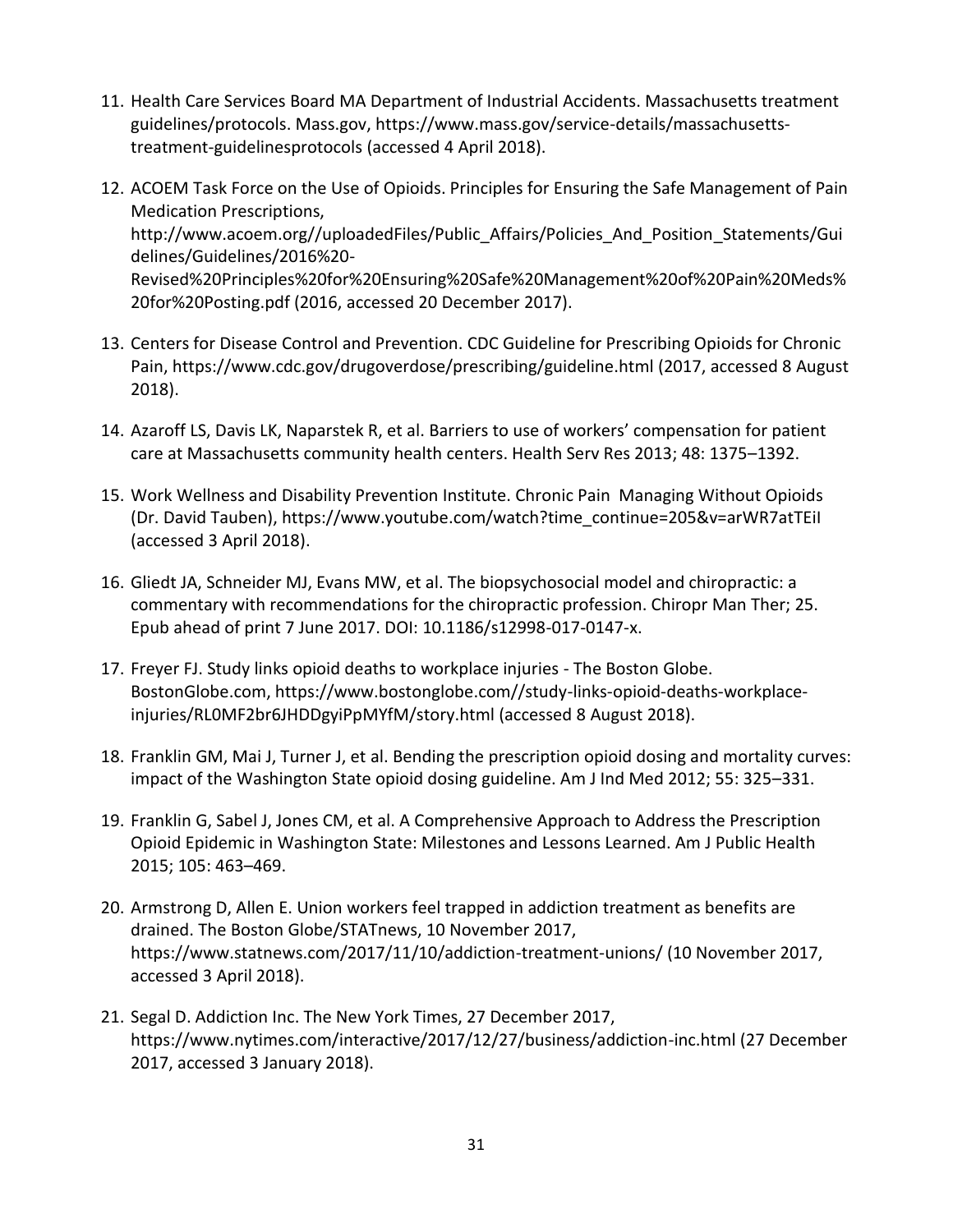11. Health Care Services Board MA Department of Industrial Accidents. Massachusetts treatment guidelines/protocols. Mass.gov, https://www.mass.gov/service-details/massachusetts-treatment-guidelinesprotocols (accessed 4 April 2018).

12. ACOEM Task Force on the Use of Opioids. Principles for Ensuring the Safe Management of Pain Medication Prescriptions, http://www.acoem.org//uploadedFiles/Public_Affairs/Policies_And_Position_Statements/Guidelines/Guidelines/2016%20-Revised%20Principles%20for%20Ensuring%20Safe%20Management%20of%20Pain%20Meds%20for%20Posting.pdf (2016, accessed 20 December 2017).

13. Centers for Disease Control and Prevention. CDC Guideline for Prescribing Opioids for Chronic Pain, https://www.cdc.gov/drugoverdose/prescribing/guideline.html (2017, accessed 8 August 2018).

14. Azaroff LS, Davis LK, Naparstek R, et al. Barriers to use of workers' compensation for patient care at Massachusetts community health centers. Health Serv Res 2013; 48: 1375–1392.

15. Work Wellness and Disability Prevention Institute. Chronic Pain Managing Without Opioids (Dr. David Tauben), https://www.youtube.com/watch?time_continue=205&v=arWR7atTEiI (accessed 3 April 2018).

16. Gliedt JA, Schneider MJ, Evans MW, et al. The biopsychosocial model and chiropractic: a commentary with recommendations for the chiropractic profession. Chiropr Man Ther; 25. Epub ahead of print 7 June 2017. DOI: 10.1186/s12998-017-0147-x.

17. Freyer FJ. Study links opioid deaths to workplace injuries - The Boston Globe. BostonGlobe.com, https://www.bostonglobe.com//study-links-opioid-deaths-workplace-injuries/RL0MF2br6JHDDgyiPpMYfM/story.html (accessed 8 August 2018).

18. Franklin GM, Mai J, Turner J, et al. Bending the prescription opioid dosing and mortality curves: impact of the Washington State opioid dosing guideline. Am J Ind Med 2012; 55: 325–331.

19. Franklin G, Sabel J, Jones CM, et al. A Comprehensive Approach to Address the Prescription Opioid Epidemic in Washington State: Milestones and Lessons Learned. Am J Public Health 2015; 105: 463–469.

20. Armstrong D, Allen E. Union workers feel trapped in addiction treatment as benefits are drained. The Boston Globe/STATnews, 10 November 2017, https://www.statnews.com/2017/11/10/addiction-treatment-unions/ (10 November 2017, accessed 3 April 2018).

21. Segal D. Addiction Inc. The New York Times, 27 December 2017, https://www.nytimes.com/interactive/2017/12/27/business/addiction-inc.html (27 December 2017, accessed 3 January 2018).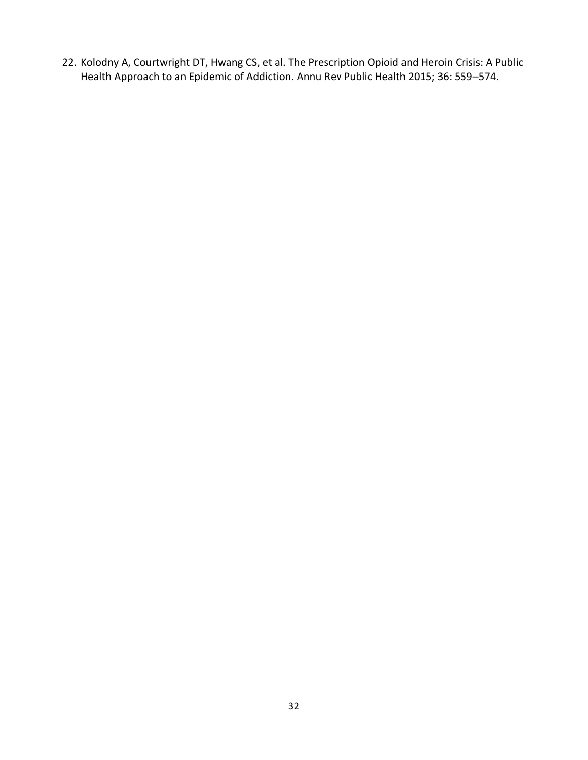22. Kolodny A, Courtwright DT, Hwang CS, et al. The Prescription Opioid and Heroin Crisis: A Public Health Approach to an Epidemic of Addiction. Annu Rev Public Health 2015; 36: 559–574.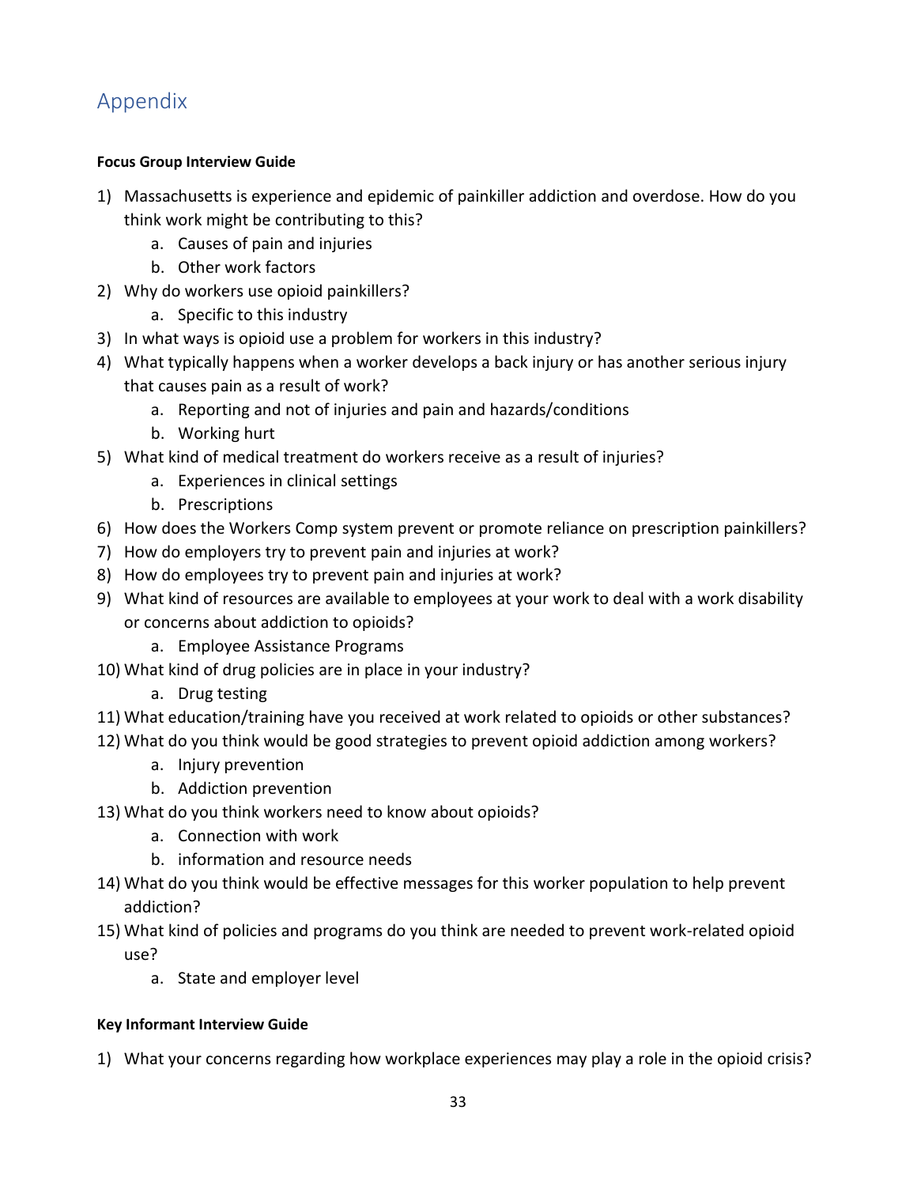## Appendix

**Focus Group Interview Guide**

1) Massachusetts is experience and epidemic of painkiller addiction and overdose. How do you think work might be contributing to this?
    a. Causes of pain and injuries
    b. Other work factors
2) Why do workers use opioid painkillers?
    a. Specific to this industry
3) In what ways is opioid use a problem for workers in this industry?
4) What typically happens when a worker develops a back injury or has another serious injury that causes pain as a result of work?
    a. Reporting and not of injuries and pain and hazards/conditions
    b. Working hurt
5) What kind of medical treatment do workers receive as a result of injuries?
    a. Experiences in clinical settings
    b. Prescriptions
6) How does the Workers Comp system prevent or promote reliance on prescription painkillers?
7) How do employers try to prevent pain and injuries at work?
8) How do employees try to prevent pain and injuries at work?
9) What kind of resources are available to employees at your work to deal with a work disability or concerns about addiction to opioids?
    a. Employee Assistance Programs
10) What kind of drug policies are in place in your industry?
    a. Drug testing
11) What education/training have you received at work related to opioids or other substances?
12) What do you think would be good strategies to prevent opioid addiction among workers?
    a. Injury prevention
    b. Addiction prevention
13) What do you think workers need to know about opioids?
    a. Connection with work
    b. information and resource needs
14) What do you think would be effective messages for this worker population to help prevent addiction?
15) What kind of policies and programs do you think are needed to prevent work-related opioid use?
    a. State and employer level

**Key Informant Interview Guide**

1) What your concerns regarding how workplace experiences may play a role in the opioid crisis?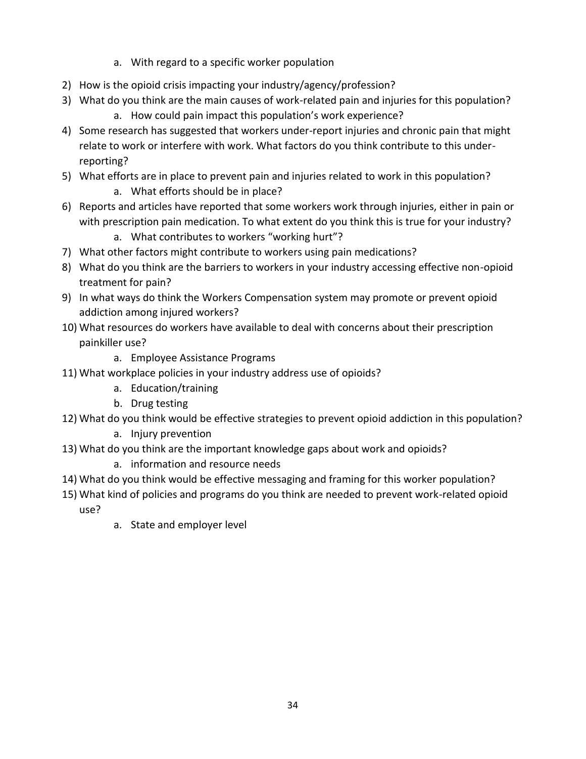a. With regard to a specific worker population

2) How is the opioid crisis impacting your industry/agency/profession?
3) What do you think are the main causes of work-related pain and injuries for this population?
   a. How could pain impact this population's work experience?
4) Some research has suggested that workers under-report injuries and chronic pain that might relate to work or interfere with work. What factors do you think contribute to this under-reporting?
5) What efforts are in place to prevent pain and injuries related to work in this population?
   a. What efforts should be in place?
6) Reports and articles have reported that some workers work through injuries, either in pain or with prescription pain medication. To what extent do you think this is true for your industry?
   a. What contributes to workers "working hurt"?
7) What other factors might contribute to workers using pain medications?
8) What do you think are the barriers to workers in your industry accessing effective non-opioid treatment for pain?
9) In what ways do think the Workers Compensation system may promote or prevent opioid addiction among injured workers?
10) What resources do workers have available to deal with concerns about their prescription painkiller use?
    a. Employee Assistance Programs
11) What workplace policies in your industry address use of opioids?
    a. Education/training
    b. Drug testing
12) What do you think would be effective strategies to prevent opioid addiction in this population?
    a. Injury prevention
13) What do you think are the important knowledge gaps about work and opioids?
    a. information and resource needs
14) What do you think would be effective messaging and framing for this worker population?
15) What kind of policies and programs do you think are needed to prevent work-related opioid use?
    a. State and employer level